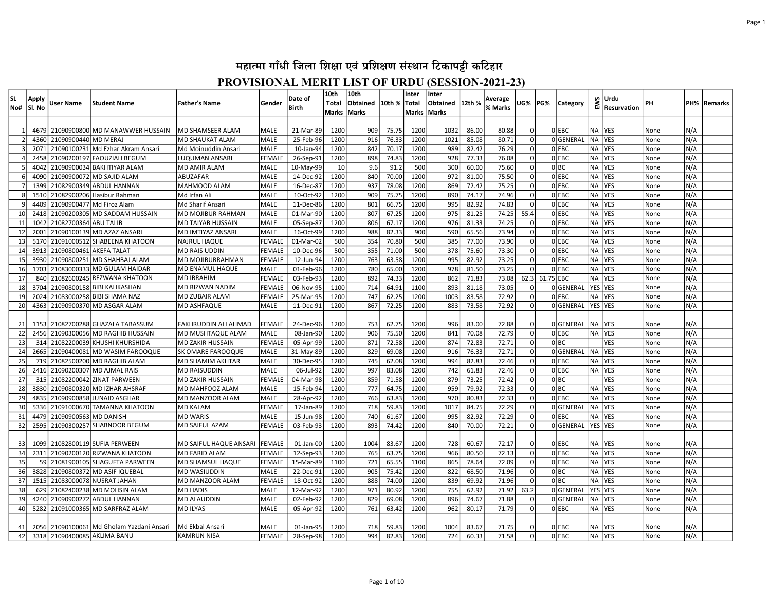# महात्मा गाँधी जिला शिक्षा एवं प्रशिक्षण संस्थान टिकापट्टी कटिहार

## PROVISIONAL MERIT LIST OF URDU (SESSION-2021-23)

| SL No# | Apply Sl. No | User Name | Student Name | Father's Name | Gender | Date of Birth | 10th Total Marks | 10th Obtained Marks | 10th % | Inter Total Marks | Inter Obtained Marks | 12th % | Average % Marks | UG% | PG% | Category | EWS | Urdu Resurvation | PH | PH% | Remarks |
|---|---|---|---|---|---|---|---|---|---|---|---|---|---|---|---|---|---|---|---|---|---|
| 1 | 4679 | 21090900800 | MD MANAWWER HUSSAIN | MD SHAMSEER ALAM | MALE | 21-Mar-89 | 1200 | 909 | 75.75 | 1200 | 1032 | 86.00 | 80.88 | 0 | 0 | EBC | NA | YES | None | N/A | |
| 2 | 4360 | 21090900440 | MD MERAJ | MD SHAUKAT ALAM | MALE | 25-Feb-96 | 1200 | 916 | 76.33 | 1200 | 1021 | 85.08 | 80.71 | 0 | 0 | GENERAL | NA | YES | None | N/A | |
| 3 | 2071 | 21090100231 | Md Ezhar Akram Ansari | Md Moinuddin Ansari | MALE | 10-Jan-94 | 1200 | 842 | 70.17 | 1200 | 989 | 82.42 | 76.29 | 0 | 0 | EBC | NA | YES | None | N/A | |
| 4 | 2458 | 21090200197 | FAOUZIAH BEGUM | LUQUMAN ANSARI | FEMALE | 26-Sep-91 | 1200 | 898 | 74.83 | 1200 | 928 | 77.33 | 76.08 | 0 | 0 | EBC | NA | YES | None | N/A | |
| 5 | 4042 | 21090900034 | BAKHTIYAR ALAM | MD AMIR ALAM | MALE | 10-May-99 | 10 | 9.6 | 91.2 | 500 | 300 | 60.00 | 75.60 | 0 | 0 | BC | NA | YES | None | N/A | |
| 6 | 4090 | 21090900072 | MD SAJID ALAM | ABUZAFAR | MALE | 14-Dec-92 | 1200 | 840 | 70.00 | 1200 | 972 | 81.00 | 75.50 | 0 | 0 | EBC | NA | YES | None | N/A | |
| 7 | 1399 | 21082900349 | ABDUL HANNAN | MAHMOOD ALAM | MALE | 16-Dec-87 | 1200 | 937 | 78.08 | 1200 | 869 | 72.42 | 75.25 | 0 | 0 | EBC | NA | YES | None | N/A | |
| 8 | 1510 | 21082900206 | Hasibur Rahman | Md Irfan Ali | MALE | 10-Oct-92 | 1200 | 909 | 75.75 | 1200 | 890 | 74.17 | 74.96 | 0 | 0 | EBC | NA | YES | None | N/A | |
| 9 | 4409 | 21090900477 | Md Firoz Alam | Md Sharif Ansari | MALE | 11-Dec-86 | 1200 | 801 | 66.75 | 1200 | 995 | 82.92 | 74.83 | 0 | 0 | EBC | NA | YES | None | N/A | |
| 10 | 2418 | 21090200305 | MD SADDAM HUSSAIN | MD MOJIBUR RAHMAN | MALE | 01-Mar-90 | 1200 | 807 | 67.25 | 1200 | 975 | 81.25 | 74.25 | 55.4 | 0 | EBC | NA | YES | None | N/A | |
| 11 | 1042 | 21082700364 | ABU TALIB | MD TAIYAB HUSSAIN | MALE | 05-Sep-87 | 1200 | 806 | 67.17 | 1200 | 976 | 81.33 | 74.25 | 0 | 0 | EBC | NA | YES | None | N/A | |
| 12 | 2001 | 21090100139 | MD AZAZ ANSARI | MD IMTIYAZ ANSARI | MALE | 16-Oct-99 | 1200 | 988 | 82.33 | 900 | 590 | 65.56 | 73.94 | 0 | 0 | EBC | NA | YES | None | N/A | |
| 13 | 5170 | 21091000512 | SHABEENA KHATOON | NAJRUL HAQUE | FEMALE | 01-Mar-02 | 500 | 354 | 70.80 | 500 | 385 | 77.00 | 73.90 | 0 | 0 | EBC | NA | YES | None | N/A | |
| 14 | 3913 | 21090800461 | AKEFA TALAT | MD RAIS UDDIN | FEMALE | 10-Dec-96 | 500 | 355 | 71.00 | 500 | 378 | 75.60 | 73.30 | 0 | 0 | EBC | NA | YES | None | N/A | |
| 15 | 3930 | 21090800251 | MD SHAHBAJ ALAM | MD MOJIBURRAHMAN | FEMALE | 12-Jun-94 | 1200 | 763 | 63.58 | 1200 | 995 | 82.92 | 73.25 | 0 | 0 | EBC | NA | YES | None | N/A | |
| 16 | 1703 | 21083000333 | MD GULAM HAIDAR | MD ENAMUL HAQUE | MALE | 01-Feb-96 | 1200 | 780 | 65.00 | 1200 | 978 | 81.50 | 73.25 | 0 | 0 | EBC | NA | YES | None | N/A | |
| 17 | 840 | 21082600245 | REZWANA KHATOON | MD IBRAHIM | FEMALE | 03-Feb-93 | 1200 | 892 | 74.33 | 1200 | 862 | 71.83 | 73.08 | 62.3 | 61.75 | EBC | NA | YES | None | N/A | |
| 18 | 3704 | 21090800158 | BIBI KAHKASHAN | MD RIZWAN NADIM | FEMALE | 06-Nov-95 | 1100 | 714 | 64.91 | 1100 | 893 | 81.18 | 73.05 | 0 | 0 | GENERAL | YES | YES | None | N/A | |
| 19 | 2024 | 21083000258 | BIBI SHAMA NAZ | MD ZUBAIR ALAM | FEMALE | 25-Mar-95 | 1200 | 747 | 62.25 | 1200 | 1003 | 83.58 | 72.92 | 0 | 0 | EBC | NA | YES | None | N/A | |
| 20 | 4363 | 21090900370 | MD ASGAR ALAM | MD ASHFAQUE | MALE | 11-Dec-91 | 1200 | 867 | 72.25 | 1200 | 883 | 73.58 | 72.92 | 0 | 0 | GENERAL | YES | YES | None | N/A | |
| 21 | 1153 | 21082700288 | GHAZALA TABASSUM | FAKHRUDDIN ALI AHMAD | FEMALE | 24-Dec-96 | 1200 | 753 | 62.75 | 1200 | 996 | 83.00 | 72.88 | 0 | 0 | GENERAL | NA | YES | None | N/A | |
| 22 | 2456 | 21090300056 | MD RAGHIB HUSSAIN | MD MUSHTAQUE ALAM | MALE | 08-Jan-90 | 1200 | 906 | 75.50 | 1200 | 841 | 70.08 | 72.79 | 0 | 0 | EBC | NA | YES | None | N/A | |
| 23 | 314 | 21082200039 | KHUSHI KHURSHIDA | MD ZAKIR HUSSAIN | FEMALE | 05-Apr-99 | 1200 | 871 | 72.58 | 1200 | 874 | 72.83 | 72.71 | 0 | 0 | BC | | YES | None | N/A | |
| 24 | 2665 | 21090400081 | MD WASIM FAROOQUE | SK OMARE FAROOQUE | MALE | 31-May-89 | 1200 | 829 | 69.08 | 1200 | 916 | 76.33 | 72.71 | 0 | 0 | GENERAL | NA | YES | None | N/A | |
| 25 | 719 | 21082500200 | MD RAGHIB ALAM | MD SHAMIM AKHTAR | MALE | 30-Dec-95 | 1200 | 745 | 62.08 | 1200 | 994 | 82.83 | 72.46 | 0 | 0 | EBC | NA | YES | None | N/A | |
| 26 | 2416 | 21090200307 | MD AJMAL RAIS | MD RAISUDDIN | MALE | 06-Jul-92 | 1200 | 997 | 83.08 | 1200 | 742 | 61.83 | 72.46 | 0 | 0 | EBC | NA | YES | None | N/A | |
| 27 | 315 | 21082200042 | ZINAT PARWEEN | MD ZAKIR HUSSAIN | FEMALE | 04-Mar-98 | 1200 | 859 | 71.58 | 1200 | 879 | 73.25 | 72.42 | 0 | 0 | BC | | YES | None | N/A | |
| 28 | 3830 | 21090800320 | MD IZHAR AHSRAF | MD MAHFOOZ ALAM | MALE | 15-Feb-94 | 1200 | 777 | 64.75 | 1200 | 959 | 79.92 | 72.33 | 0 | 0 | BC | NA | YES | None | N/A | |
| 29 | 4835 | 21090900858 | JUNAID ASGHAR | MD MANZOOR ALAM | MALE | 28-Apr-92 | 1200 | 766 | 63.83 | 1200 | 970 | 80.83 | 72.33 | 0 | 0 | EBC | NA | YES | None | N/A | |
| 30 | 5336 | 21091000670 | TAMANNA KHATOON | MD KALAM | FEMALE | 17-Jan-89 | 1200 | 718 | 59.83 | 1200 | 1017 | 84.75 | 72.29 | 0 | 0 | GENERAL | NA | YES | None | N/A | |
| 31 | 4479 | 21090900563 | MD DANISH | MD WARIS | MALE | 15-Jun-98 | 1200 | 740 | 61.67 | 1200 | 995 | 82.92 | 72.29 | 0 | 0 | EBC | NA | YES | None | N/A | |
| 32 | 2595 | 21090300257 | SHABNOOR BEGUM | MD SAIFUL AZAM | FEMALE | 03-Feb-93 | 1200 | 893 | 74.42 | 1200 | 840 | 70.00 | 72.21 | 0 | 0 | GENERAL | YES | YES | None | N/A | |
| 33 | 1099 | 21082800119 | SUFIA PERWEEN | MD SAIFUL HAQUE ANSARI | FEMALE | 01-Jan-00 | 1200 | 1004 | 83.67 | 1200 | 728 | 60.67 | 72.17 | 0 | 0 | EBC | NA | YES | None | N/A | |
| 34 | 2311 | 21090200120 | RIZWANA KHATOON | MD FARID ALAM | FEMALE | 12-Sep-93 | 1200 | 765 | 63.75 | 1200 | 966 | 80.50 | 72.13 | 0 | 0 | EBC | NA | YES | None | N/A | |
| 35 | 59 | 21081900105 | SHAGUFTA PARWEEN | MD SHAMSUL HAQUE | FEMALE | 15-Mar-89 | 1100 | 721 | 65.55 | 1100 | 865 | 78.64 | 72.09 | 0 | 0 | EBC | NA | YES | None | N/A | |
| 36 | 3828 | 21090800372 | MD ASIF IQUEBAL | MD WASIUDDIN | MALE | 22-Dec-91 | 1200 | 905 | 75.42 | 1200 | 822 | 68.50 | 71.96 | 0 | 0 | BC | NA | YES | None | N/A | |
| 37 | 1515 | 21083000078 | NUSRAT JAHAN | MD MANZOOR ALAM | FEMALE | 18-Oct-92 | 1200 | 888 | 74.00 | 1200 | 839 | 69.92 | 71.96 | 0 | 0 | BC | NA | YES | None | N/A | |
| 38 | 629 | 21082400238 | MD MOHSIN ALAM | MD HADIS | MALE | 12-Mar-92 | 1200 | 971 | 80.92 | 1200 | 755 | 62.92 | 71.92 | 63.2 | 0 | GENERAL | YES | YES | None | N/A | |
| 39 | 4240 | 21090900272 | ABDUL HANNAN | MD ALAUDDIN | MALE | 02-Feb-92 | 1200 | 829 | 69.08 | 1200 | 896 | 74.67 | 71.88 | 0 | 0 | GENERAL | NA | YES | None | N/A | |
| 40 | 5282 | 21091000365 | MD SARFRAZ ALAM | MD ILYAS | MALE | 05-Apr-92 | 1200 | 761 | 63.42 | 1200 | 962 | 80.17 | 71.79 | 0 | 0 | EBC | NA | YES | None | N/A | |
| 41 | 2056 | 21090100061 | Md Gholam Yazdani Ansari | Md Ekbal Ansari | MALE | 01-Jan-95 | 1200 | 718 | 59.83 | 1200 | 1004 | 83.67 | 71.75 | 0 | 0 | EBC | NA | YES | None | N/A | |
| 42 | 3318 | 21090400085 | AKLIMA BANU | KAMRUN NISA | FEMALE | 28-Sep-98 | 1200 | 994 | 82.83 | 1200 | 724 | 60.33 | 71.58 | 0 | 0 | EBC | NA | YES | None | N/A | |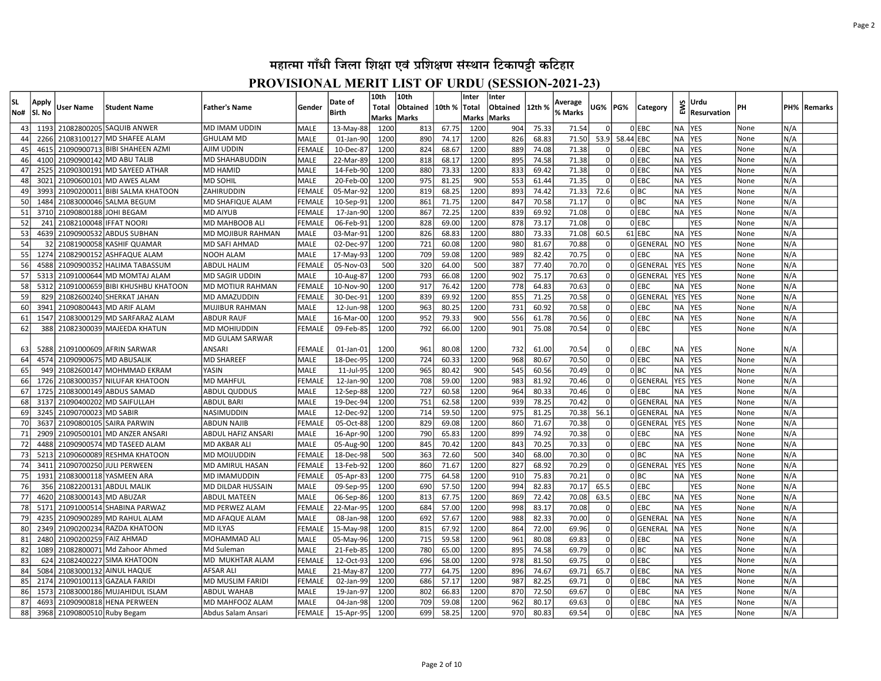# महात्मा गाँधी जिला शिक्षा एवं प्रशिक्षण संस्थान टिकापट्टी कटिहार

## PROVISIONAL MERIT LIST OF URDU (SESSION-2021-23)

| SL No# | Apply Sl. No | User Name | Student Name | Father's Name | Gender | Date of Birth | 10th Total Marks | 10th Obtained Marks | 10th % | Inter Total Marks | Inter Obtained Marks | 12th % | Average % Marks | UG% | PG% | Category | EWS | Urdu Resurvation | PH | PH% | Remarks |
|---|---|---|---|---|---|---|---|---|---|---|---|---|---|---|---|---|---|---|---|---|---|
| 43 | 1193 | 21082800205 | SAQUIB ANWER | MD IMAM UDDIN | MALE | 13-May-88 | 1200 | 813 | 67.75 | 1200 | 904 | 75.33 | 71.54 | 0 | 0 | EBC | NA | YES | None | N/A | |
| 44 | 2266 | 21083100127 | MD SHAFEE ALAM | GHULAM MD | MALE | 01-Jan-90 | 1200 | 890 | 74.17 | 1200 | 826 | 68.83 | 71.50 | 53.9 | 58.44 | EBC | NA | YES | None | N/A | |
| 45 | 4615 | 21090900713 | BIBI SHAHEEN AZMI | AJIM UDDIN | FEMALE | 10-Dec-87 | 1200 | 824 | 68.67 | 1200 | 889 | 74.08 | 71.38 | 0 | 0 | EBC | NA | YES | None | N/A | |
| 46 | 4100 | 21090900142 | MD ABU TALIB | MD SHAHABUDDIN | MALE | 22-Mar-89 | 1200 | 818 | 68.17 | 1200 | 895 | 74.58 | 71.38 | 0 | 0 | EBC | NA | YES | None | N/A | |
| 47 | 2525 | 21090300191 | MD SAYEED ATHAR | MD HAMID | MALE | 14-Feb-90 | 1200 | 880 | 73.33 | 1200 | 833 | 69.42 | 71.38 | 0 | 0 | EBC | NA | YES | None | N/A | |
| 48 | 3021 | 21090600101 | MD AWES ALAM | MD SOHIL | MALE | 20-Feb-00 | 1200 | 975 | 81.25 | 900 | 553 | 61.44 | 71.35 | 0 | 0 | EBC | NA | YES | None | N/A | |
| 49 | 3993 | 21090200011 | BIBI SALMA KHATOON | ZAHIRUDDIN | FEMALE | 05-Mar-92 | 1200 | 819 | 68.25 | 1200 | 893 | 74.42 | 71.33 | 72.6 | 0 | BC | NA | YES | None | N/A | |
| 50 | 1484 | 21083000046 | SALMA BEGUM | MD SHAFIQUE ALAM | FEMALE | 10-Sep-91 | 1200 | 861 | 71.75 | 1200 | 847 | 70.58 | 71.17 | 0 | 0 | BC | NA | YES | None | N/A | |
| 51 | 3710 | 21090800188 | JOHI BEGAM | MD AIYUB | FEMALE | 17-Jan-90 | 1200 | 867 | 72.25 | 1200 | 839 | 69.92 | 71.08 | 0 | 0 | EBC | NA | YES | None | N/A | |
| 52 | 241 | 21082100048 | IFFAT NOORI | MD MAHBOOB ALI | FEMALE | 06-Feb-91 | 1200 | 828 | 69.00 | 1200 | 878 | 73.17 | 71.08 | 0 | 0 | EBC | | YES | None | N/A | |
| 53 | 4639 | 21090900532 | ABDUS SUBHAN | MD MOJIBUR RAHMAN | MALE | 03-Mar-91 | 1200 | 826 | 68.83 | 1200 | 880 | 73.33 | 71.08 | 60.5 | 61 | EBC | NA | YES | None | N/A | |
| 54 | 32 | 21081900058 | KASHIF QUAMAR | MD SAFI AHMAD | MALE | 02-Dec-97 | 1200 | 721 | 60.08 | 1200 | 980 | 81.67 | 70.88 | 0 | 0 | GENERAL | NO | YES | None | N/A | |
| 55 | 1274 | 21082900152 | ASHFAQUE ALAM | NOOH ALAM | MALE | 17-May-93 | 1200 | 709 | 59.08 | 1200 | 989 | 82.42 | 70.75 | 0 | 0 | EBC | NA | YES | None | N/A | |
| 56 | 4588 | 21090900352 | HALIMA TABASSUM | ABDUL HALIM | FEMALE | 05-Nov-03 | 500 | 320 | 64.00 | 500 | 387 | 77.40 | 70.70 | 0 | 0 | GENERAL | YES | YES | None | N/A | |
| 57 | 5313 | 21091000644 | MD MOMTAJ ALAM | MD SAGIR UDDIN | MALE | 10-Aug-87 | 1200 | 793 | 66.08 | 1200 | 902 | 75.17 | 70.63 | 0 | 0 | GENERAL | YES | YES | None | N/A | |
| 58 | 5312 | 21091000659 | BIBI KHUSHBU KHATOON | MD MOTIUR RAHMAN | FEMALE | 10-Nov-90 | 1200 | 917 | 76.42 | 1200 | 778 | 64.83 | 70.63 | 0 | 0 | EBC | NA | YES | None | N/A | |
| 59 | 829 | 21082600240 | SHERKAT JAHAN | MD AMAZUDDIN | FEMALE | 30-Dec-91 | 1200 | 839 | 69.92 | 1200 | 855 | 71.25 | 70.58 | 0 | 0 | GENERAL | YES | YES | None | N/A | |
| 60 | 3941 | 21090800443 | MD ARIF ALAM | MUJIBUR RAHMAN | MALE | 12-Jun-98 | 1200 | 963 | 80.25 | 1200 | 731 | 60.92 | 70.58 | 0 | 0 | EBC | NA | YES | None | N/A | |
| 61 | 1547 | 21083000129 | MD SARFARAZ ALAM | ABDUR RAUF | MALE | 16-Mar-00 | 1200 | 952 | 79.33 | 900 | 556 | 61.78 | 70.56 | 0 | 0 | EBC | NA | YES | None | N/A | |
| 62 | 388 | 21082300039 | MAJEEDA KHATUN | MD MOHIUDDIN | FEMALE | 09-Feb-85 | 1200 | 792 | 66.00 | 1200 | 901 | 75.08 | 70.54 | 0 | 0 | EBC | | YES | None | N/A | |
| 63 | 5288 | 21091000609 | AFRIN SARWAR | MD GULAM SARWAR ANSARI | FEMALE | 01-Jan-01 | 1200 | 961 | 80.08 | 1200 | 732 | 61.00 | 70.54 | 0 | 0 | EBC | NA | YES | None | N/A | |
| 64 | 4574 | 21090900675 | MD ABUSALIK | MD SHAREEF | MALE | 18-Dec-95 | 1200 | 724 | 60.33 | 1200 | 968 | 80.67 | 70.50 | 0 | 0 | EBC | NA | YES | None | N/A | |
| 65 | 949 | 21082600147 | MOHMMAD EKRAM | YASIN | MALE | 11-Jul-95 | 1200 | 965 | 80.42 | 900 | 545 | 60.56 | 70.49 | 0 | 0 | BC | NA | YES | None | N/A | |
| 66 | 1726 | 21083000357 | NILUFAR KHATOON | MD MAHFUL | FEMALE | 12-Jan-90 | 1200 | 708 | 59.00 | 1200 | 983 | 81.92 | 70.46 | 0 | 0 | GENERAL | YES | YES | None | N/A | |
| 67 | 1725 | 21083000149 | ABDUS SAMAD | ABDUL QUDDUS | MALE | 12-Sep-88 | 1200 | 727 | 60.58 | 1200 | 964 | 80.33 | 70.46 | 0 | 0 | EBC | NA | YES | None | N/A | |
| 68 | 3137 | 21090400202 | MD SAIFULLAH | ABDUL BARI | MALE | 19-Dec-94 | 1200 | 751 | 62.58 | 1200 | 939 | 78.25 | 70.42 | 0 | 0 | GENERAL | NA | YES | None | N/A | |
| 69 | 3245 | 21090700023 | MD SABIR | NASIMUDDIN | MALE | 12-Dec-92 | 1200 | 714 | 59.50 | 1200 | 975 | 81.25 | 70.38 | 56.1 | 0 | GENERAL | NA | YES | None | N/A | |
| 70 | 3637 | 21090800105 | SAIRA PARWIN | ABDUN NAJIB | FEMALE | 05-Oct-88 | 1200 | 829 | 69.08 | 1200 | 860 | 71.67 | 70.38 | 0 | 0 | GENERAL | YES | YES | None | N/A | |
| 71 | 2909 | 21090500101 | MD ANZER ANSARI | ABDUL HAFIZ ANSARI | MALE | 16-Apr-90 | 1200 | 790 | 65.83 | 1200 | 899 | 74.92 | 70.38 | 0 | 0 | EBC | NA | YES | None | N/A | |
| 72 | 4488 | 21090900574 | MD TASEED ALAM | MD AKBAR ALI | MALE | 05-Aug-90 | 1200 | 845 | 70.42 | 1200 | 843 | 70.25 | 70.33 | 0 | 0 | EBC | NA | YES | None | N/A | |
| 73 | 5213 | 21090600089 | RESHMA KHATOON | MD MOIJUDDIN | FEMALE | 18-Dec-98 | 500 | 363 | 72.60 | 500 | 340 | 68.00 | 70.30 | 0 | 0 | BC | NA | YES | None | N/A | |
| 74 | 3411 | 21090700250 | JULI PERWEEN | MD AMIRUL HASAN | FEMALE | 13-Feb-92 | 1200 | 860 | 71.67 | 1200 | 827 | 68.92 | 70.29 | 0 | 0 | GENERAL | YES | YES | None | N/A | |
| 75 | 1931 | 21083000118 | YASMEEN ARA | MD IMAMUDDIN | FEMALE | 05-Apr-83 | 1200 | 775 | 64.58 | 1200 | 910 | 75.83 | 70.21 | 0 | 0 | BC | NA | YES | None | N/A | |
| 76 | 356 | 21082200131 | ABDUL MALIK | MD DILDAR HUSSAIN | MALE | 09-Sep-95 | 1200 | 690 | 57.50 | 1200 | 994 | 82.83 | 70.17 | 65.5 | 0 | EBC | | YES | None | N/A | |
| 77 | 4620 | 21083000143 | MD ABUZAR | ABDUL MATEEN | MALE | 06-Sep-86 | 1200 | 813 | 67.75 | 1200 | 869 | 72.42 | 70.08 | 63.5 | 0 | EBC | NA | YES | None | N/A | |
| 78 | 5171 | 21091000514 | SHABINA PARWAZ | MD PERWEZ ALAM | FEMALE | 22-Mar-95 | 1200 | 684 | 57.00 | 1200 | 998 | 83.17 | 70.08 | 0 | 0 | EBC | NA | YES | None | N/A | |
| 79 | 4235 | 21090900289 | MD RAHUL ALAM | MD AFAQUE ALAM | MALE | 08-Jan-98 | 1200 | 692 | 57.67 | 1200 | 988 | 82.33 | 70.00 | 0 | 0 | GENERAL | NA | YES | None | N/A | |
| 80 | 2349 | 21090200234 | RAZDA KHATOON | MD ILYAS | FEMALE | 15-May-98 | 1200 | 815 | 67.92 | 1200 | 864 | 72.00 | 69.96 | 0 | 0 | GENERAL | NA | YES | None | N/A | |
| 81 | 2480 | 21090200259 | FAIZ AHMAD | MOHAMMAD ALI | MALE | 05-May-96 | 1200 | 715 | 59.58 | 1200 | 961 | 80.08 | 69.83 | 0 | 0 | EBC | NA | YES | None | N/A | |
| 82 | 1089 | 21082800071 | Md Zahoor Ahmed | Md Suleman | MALE | 21-Feb-85 | 1200 | 780 | 65.00 | 1200 | 895 | 74.58 | 69.79 | 0 | 0 | BC | NA | YES | None | N/A | |
| 83 | 624 | 21082400227 | SIMA KHATOON | MD MUKHTAR ALAM | FEMALE | 12-Oct-93 | 1200 | 696 | 58.00 | 1200 | 978 | 81.50 | 69.75 | 0 | 0 | EBC | | YES | None | N/A | |
| 84 | 5084 | 21083000132 | AINUL HAQUE | AFSAR ALI | MALE | 21-May-87 | 1200 | 777 | 64.75 | 1200 | 896 | 74.67 | 69.71 | 65.7 | 0 | EBC | NA | YES | None | N/A | |
| 85 | 2174 | 21090100113 | GAZALA FARIDI | MD MUSLIM FARIDI | FEMALE | 02-Jan-99 | 1200 | 686 | 57.17 | 1200 | 987 | 82.25 | 69.71 | 0 | 0 | EBC | NA | YES | None | N/A | |
| 86 | 1573 | 21083000186 | MUJAHIDUL ISLAM | ABDUL WAHAB | MALE | 19-Jan-97 | 1200 | 802 | 66.83 | 1200 | 870 | 72.50 | 69.67 | 0 | 0 | EBC | NA | YES | None | N/A | |
| 87 | 4693 | 21090900818 | HENA PERWEEN | MD MAHFOOZ ALAM | MALE | 04-Jan-98 | 1200 | 709 | 59.08 | 1200 | 962 | 80.17 | 69.63 | 0 | 0 | EBC | NA | YES | None | N/A | |
| 88 | 3968 | 21090800510 | Ruby Begam | Abdus Salam Ansari | FEMALE | 15-Apr-95 | 1200 | 699 | 58.25 | 1200 | 970 | 80.83 | 69.54 | 0 | 0 | EBC | NA | YES | None | N/A | |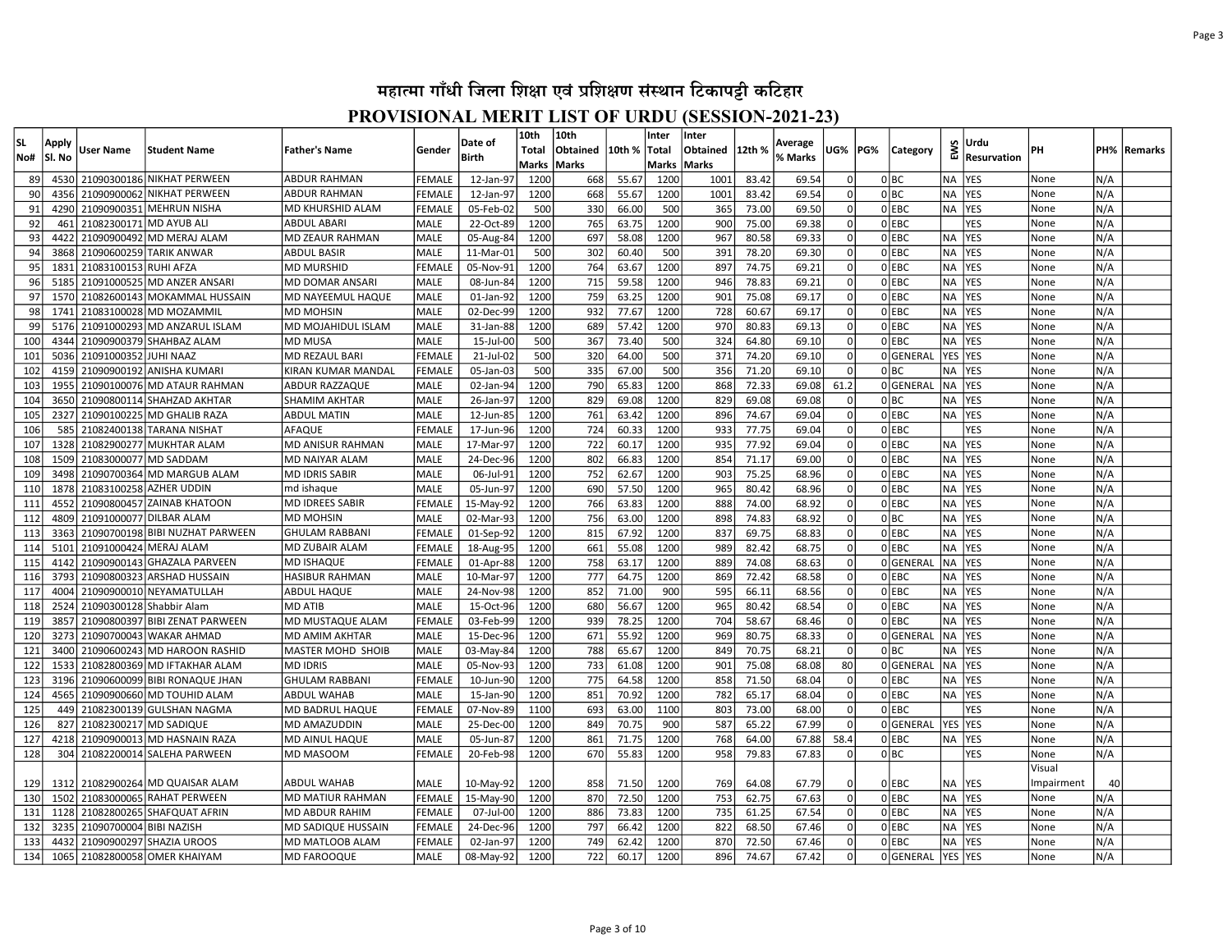# महात्मा गाँधी जिला शिक्षा एवं प्रशिक्षण संस्थान टिकापट्टी कटिहार

## PROVISIONAL MERIT LIST OF URDU (SESSION-2021-23)

| SL No# | Apply Sl. No | User Name | Student Name | Father's Name | Gender | Date of Birth | 10th Total Marks | 10th Obtained Marks | 10th % | Inter Total Marks | Inter Obtained Marks | 12th % | Average % Marks | UG% | PG% | Category | EWS | Urdu Resurvation | PH | PH% | Remarks |
|---|---|---|---|---|---|---|---|---|---|---|---|---|---|---|---|---|---|---|---|---|---|
| 89 | 4530 | 21090300186 | NIKHAT PERWEEN | ABDUR RAHMAN | FEMALE | 12-Jan-97 | 1200 | 668 | 55.67 | 1200 | 1001 | 83.42 | 69.54 | 0 | 0 | BC | NA | YES | None | N/A | |
| 90 | 4356 | 21090900062 | NIKHAT PERWEEN | ABDUR RAHMAN | FEMALE | 12-Jan-97 | 1200 | 668 | 55.67 | 1200 | 1001 | 83.42 | 69.54 | 0 | 0 | BC | NA | YES | None | N/A | |
| 91 | 4290 | 21090900351 | MEHRUN NISHA | MD KHURSHID ALAM | FEMALE | 05-Feb-02 | 500 | 330 | 66.00 | 500 | 365 | 73.00 | 69.50 | 0 | 0 | EBC | NA | YES | None | N/A | |
| 92 | 461 | 21082300171 | MD AYUB ALI | ABDUL ABARI | MALE | 22-Oct-89 | 1200 | 765 | 63.75 | 1200 | 900 | 75.00 | 69.38 | 0 | 0 | EBC | | YES | None | N/A | |
| 93 | 4422 | 21090900492 | MD MERAJ ALAM | MD ZEAUR RAHMAN | MALE | 05-Aug-84 | 1200 | 697 | 58.08 | 1200 | 967 | 80.58 | 69.33 | 0 | 0 | EBC | NA | YES | None | N/A | |
| 94 | 3868 | 21090600259 | TARIK ANWAR | ABDUL BASIR | MALE | 11-Mar-01 | 500 | 302 | 60.40 | 500 | 391 | 78.20 | 69.30 | 0 | 0 | EBC | NA | YES | None | N/A | |
| 95 | 1831 | 21083100153 | RUHI AFZA | MD MURSHID | FEMALE | 05-Nov-91 | 1200 | 764 | 63.67 | 1200 | 897 | 74.75 | 69.21 | 0 | 0 | EBC | NA | YES | None | N/A | |
| 96 | 5185 | 21091000525 | MD ANZER ANSARI | MD DOMAR ANSARI | MALE | 08-Jun-84 | 1200 | 715 | 59.58 | 1200 | 946 | 78.83 | 69.21 | 0 | 0 | EBC | NA | YES | None | N/A | |
| 97 | 1570 | 21082600143 | MOKAMMAL HUSSAIN | MD NAYEEMUL HAQUE | MALE | 01-Jan-92 | 1200 | 759 | 63.25 | 1200 | 901 | 75.08 | 69.17 | 0 | 0 | EBC | NA | YES | None | N/A | |
| 98 | 1741 | 21083100028 | MD MOZAMMIL | MD MOHSIN | MALE | 02-Dec-99 | 1200 | 932 | 77.67 | 1200 | 728 | 60.67 | 69.17 | 0 | 0 | EBC | NA | YES | None | N/A | |
| 99 | 5176 | 21091000293 | MD ANZARUL ISLAM | MD MOJAHIDUL ISLAM | MALE | 31-Jan-88 | 1200 | 689 | 57.42 | 1200 | 970 | 80.83 | 69.13 | 0 | 0 | EBC | NA | YES | None | N/A | |
| 100 | 4344 | 21090900379 | SHAHBAZ ALAM | MD MUSA | MALE | 15-Jul-00 | 500 | 367 | 73.40 | 500 | 324 | 64.80 | 69.10 | 0 | 0 | EBC | NA | YES | None | N/A | |
| 101 | 5036 | 21091000352 | JUHI NAAZ | MD REZAUL BARI | FEMALE | 21-Jul-02 | 500 | 320 | 64.00 | 500 | 371 | 74.20 | 69.10 | 0 | 0 | GENERAL | YES | YES | None | N/A | |
| 102 | 4159 | 21090900192 | ANISHA KUMARI | KIRAN KUMAR MANDAL | FEMALE | 05-Jan-03 | 500 | 335 | 67.00 | 500 | 356 | 71.20 | 69.10 | 0 | 0 | BC | NA | YES | None | N/A | |
| 103 | 1955 | 21090100076 | MD ATAUR RAHMAN | ABDUR RAZZAQUE | MALE | 02-Jan-94 | 1200 | 790 | 65.83 | 1200 | 868 | 72.33 | 69.08 | 61.2 | 0 | GENERAL | NA | YES | None | N/A | |
| 104 | 3650 | 21090800114 | SHAHZAD AKHTAR | SHAMIM AKHTAR | MALE | 26-Jan-97 | 1200 | 829 | 69.08 | 1200 | 829 | 69.08 | 69.08 | 0 | 0 | BC | NA | YES | None | N/A | |
| 105 | 2327 | 21090100225 | MD GHALIB RAZA | ABDUL MATIN | MALE | 12-Jun-85 | 1200 | 761 | 63.42 | 1200 | 896 | 74.67 | 69.04 | 0 | 0 | EBC | NA | YES | None | N/A | |
| 106 | 585 | 21082400138 | TARANA NISHAT | AFAQUE | FEMALE | 17-Jun-96 | 1200 | 724 | 60.33 | 1200 | 933 | 77.75 | 69.04 | 0 | 0 | EBC | | YES | None | N/A | |
| 107 | 1328 | 21082900277 | MUKHTAR ALAM | MD ANISUR RAHMAN | MALE | 17-Mar-97 | 1200 | 722 | 60.17 | 1200 | 935 | 77.92 | 69.04 | 0 | 0 | EBC | NA | YES | None | N/A | |
| 108 | 1509 | 21083000077 | MD SADDAM | MD NAIYAR ALAM | MALE | 24-Dec-96 | 1200 | 802 | 66.83 | 1200 | 854 | 71.17 | 69.00 | 0 | 0 | EBC | NA | YES | None | N/A | |
| 109 | 3498 | 21090700364 | MD MARGUB ALAM | MD IDRIS SABIR | MALE | 06-Jul-91 | 1200 | 752 | 62.67 | 1200 | 903 | 75.25 | 68.96 | 0 | 0 | EBC | NA | YES | None | N/A | |
| 110 | 1878 | 21083100258 | AZHER UDDIN | md ishaque | MALE | 05-Jun-97 | 1200 | 690 | 57.50 | 1200 | 965 | 80.42 | 68.96 | 0 | 0 | EBC | NA | YES | None | N/A | |
| 111 | 4552 | 21090800457 | ZAINAB KHATOON | MD IDREES SABIR | FEMALE | 15-May-92 | 1200 | 766 | 63.83 | 1200 | 888 | 74.00 | 68.92 | 0 | 0 | EBC | NA | YES | None | N/A | |
| 112 | 4809 | 21091000077 | DILBAR ALAM | MD MOHSIN | MALE | 02-Mar-93 | 1200 | 756 | 63.00 | 1200 | 898 | 74.83 | 68.92 | 0 | 0 | BC | NA | YES | None | N/A | |
| 113 | 3363 | 21090700198 | BIBI NUZHAT PARWEEN | GHULAM RABBANI | FEMALE | 01-Sep-92 | 1200 | 815 | 67.92 | 1200 | 837 | 69.75 | 68.83 | 0 | 0 | EBC | NA | YES | None | N/A | |
| 114 | 5101 | 21091000424 | MERAJ ALAM | MD ZUBAIR ALAM | FEMALE | 18-Aug-95 | 1200 | 661 | 55.08 | 1200 | 989 | 82.42 | 68.75 | 0 | 0 | EBC | NA | YES | None | N/A | |
| 115 | 4142 | 21090900143 | GHAZALA PARVEEN | MD ISHAQUE | FEMALE | 01-Apr-88 | 1200 | 758 | 63.17 | 1200 | 889 | 74.08 | 68.63 | 0 | 0 | GENERAL | NA | YES | None | N/A | |
| 116 | 3793 | 21090800323 | ARSHAD HUSSAIN | HASIBUR RAHMAN | MALE | 10-Mar-97 | 1200 | 777 | 64.75 | 1200 | 869 | 72.42 | 68.58 | 0 | 0 | EBC | NA | YES | None | N/A | |
| 117 | 4004 | 21090900010 | NEYAMATULLAH | ABDUL HAQUE | MALE | 24-Nov-98 | 1200 | 852 | 71.00 | 900 | 595 | 66.11 | 68.56 | 0 | 0 | EBC | NA | YES | None | N/A | |
| 118 | 2524 | 21090300128 | Shabbir Alam | MD ATIB | MALE | 15-Oct-96 | 1200 | 680 | 56.67 | 1200 | 965 | 80.42 | 68.54 | 0 | 0 | EBC | NA | YES | None | N/A | |
| 119 | 3857 | 21090800397 | BIBI ZENAT PARWEEN | MD MUSTAQUE ALAM | FEMALE | 03-Feb-99 | 1200 | 939 | 78.25 | 1200 | 704 | 58.67 | 68.46 | 0 | 0 | EBC | NA | YES | None | N/A | |
| 120 | 3273 | 21090700043 | WAKAR AHMAD | MD AMIM AKHTAR | MALE | 15-Dec-96 | 1200 | 671 | 55.92 | 1200 | 969 | 80.75 | 68.33 | 0 | 0 | GENERAL | NA | YES | None | N/A | |
| 121 | 3400 | 21090600243 | MD HAROON RASHID | MASTER MOHD SHOIB | MALE | 03-May-84 | 1200 | 788 | 65.67 | 1200 | 849 | 70.75 | 68.21 | 0 | 0 | BC | NA | YES | None | N/A | |
| 122 | 1533 | 21082800369 | MD IFTAKHAR ALAM | MD IDRIS | MALE | 05-Nov-93 | 1200 | 733 | 61.08 | 1200 | 901 | 75.08 | 68.08 | 80 | 0 | GENERAL | NA | YES | None | N/A | |
| 123 | 3196 | 21090600099 | BIBI RONAQUE JHAN | GHULAM RABBANI | FEMALE | 10-Jun-90 | 1200 | 775 | 64.58 | 1200 | 858 | 71.50 | 68.04 | 0 | 0 | EBC | NA | YES | None | N/A | |
| 124 | 4565 | 21090900660 | MD TOUHID ALAM | ABDUL WAHAB | MALE | 15-Jan-90 | 1200 | 851 | 70.92 | 1200 | 782 | 65.17 | 68.04 | 0 | 0 | EBC | NA | YES | None | N/A | |
| 125 | 449 | 21082300139 | GULSHAN NAGMA | MD BADRUL HAQUE | FEMALE | 07-Nov-89 | 1100 | 693 | 63.00 | 1100 | 803 | 73.00 | 68.00 | 0 | 0 | EBC | | YES | None | N/A | |
| 126 | 827 | 21082300217 | MD SADIQUE | MD AMAZUDDIN | MALE | 25-Dec-00 | 1200 | 849 | 70.75 | 900 | 587 | 65.22 | 67.99 | 0 | 0 | GENERAL | YES | YES | None | N/A | |
| 127 | 4218 | 21090900013 | MD HASNAIN RAZA | MD AINUL HAQUE | MALE | 05-Jun-87 | 1200 | 861 | 71.75 | 1200 | 768 | 64.00 | 67.88 | 58.4 | 0 | EBC | NA | YES | None | N/A | |
| 128 | 304 | 21082200014 | SALEHA PARWEEN | MD MASOOM | FEMALE | 20-Feb-98 | 1200 | 670 | 55.83 | 1200 | 958 | 79.83 | 67.83 | 0 | 0 | BC | | YES | None | N/A | |
| 129 | 1312 | 21082900264 | MD QUAISAR ALAM | ABDUL WAHAB | MALE | 10-May-92 | 1200 | 858 | 71.50 | 1200 | 769 | 64.08 | 67.79 | 0 | 0 | EBC | NA | YES | Visual Impairment | 40 | |
| 130 | 1502 | 21083000065 | RAHAT PERWEEN | MD MATIUR RAHMAN | FEMALE | 15-May-90 | 1200 | 870 | 72.50 | 1200 | 753 | 62.75 | 67.63 | 0 | 0 | EBC | NA | YES | None | N/A | |
| 131 | 1128 | 21082800265 | SHAFQUAT AFRIN | MD ABDUR RAHIM | FEMALE | 07-Jul-00 | 1200 | 886 | 73.83 | 1200 | 735 | 61.25 | 67.54 | 0 | 0 | EBC | NA | YES | None | N/A | |
| 132 | 3235 | 21090700004 | BIBI NAZISH | MD SADIQUE HUSSAIN | FEMALE | 24-Dec-96 | 1200 | 797 | 66.42 | 1200 | 822 | 68.50 | 67.46 | 0 | 0 | EBC | NA | YES | None | N/A | |
| 133 | 4432 | 21090900297 | SHAZIA UROOS | MD MATLOOB ALAM | FEMALE | 02-Jan-97 | 1200 | 749 | 62.42 | 1200 | 870 | 72.50 | 67.46 | 0 | 0 | EBC | NA | YES | None | N/A | |
| 134 | 1065 | 21082800058 | OMER KHAIYAM | MD FAROOQUE | MALE | 08-May-92 | 1200 | 722 | 60.17 | 1200 | 896 | 74.67 | 67.42 | 0 | 0 | GENERAL | YES | YES | None | N/A | |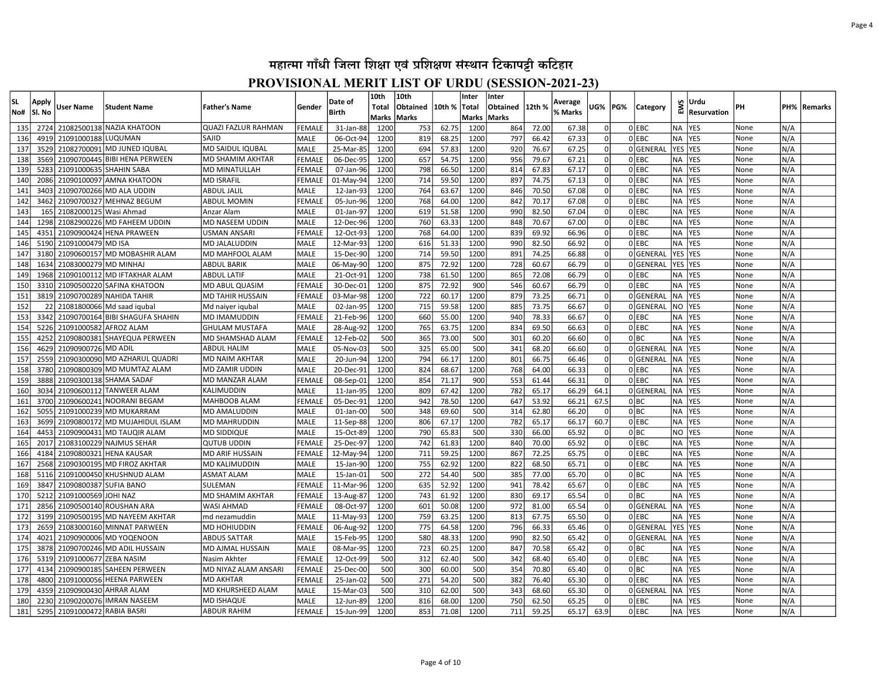# महात्मा गाँधी जिला शिक्षा एवं प्रशिक्षण संस्थान टिकापट्टी कटिहार

## PROVISIONAL MERIT LIST OF URDU (SESSION-2021-23)

| SL No# | Apply Sl. No | User Name | Student Name | Father's Name | Gender | Date of Birth | 10th Total Marks | 10th Obtained Marks | 10th % | Inter Total Marks | Inter Obtained Marks | 12th % | Average % Marks | UG% | PG% | Category | EWS | Urdu Resurvation | PH | PH% | Remarks |
|---|---|---|---|---|---|---|---|---|---|---|---|---|---|---|---|---|---|---|---|---|---|
| 135 | 2724 | 21082500138 | NAZIA KHATOON | QUAZI FAZLUR RAHMAN | FEMALE | 31-Jan-88 | 1200 | 753 | 62.75 | 1200 | 864 | 72.00 | 67.38 | 0 | 0 | EBC | NA | YES | None | N/A | |
| 136 | 4919 | 21091000188 | LUQUMAN | SAJID | MALE | 06-Oct-94 | 1200 | 819 | 68.25 | 1200 | 797 | 66.42 | 67.33 | 0 | 0 | EBC | NA | YES | None | N/A | |
| 137 | 3529 | 21082700091 | MD JUNED IQUBAL | MD SAIDUL IQUBAL | MALE | 25-Mar-85 | 1200 | 694 | 57.83 | 1200 | 920 | 76.67 | 67.25 | 0 | 0 | GENERAL | YES | YES | None | N/A | |
| 138 | 3569 | 21090700445 | BIBI HENA PERWEEN | MD SHAMIM AKHTAR | FEMALE | 06-Dec-95 | 1200 | 657 | 54.75 | 1200 | 956 | 79.67 | 67.21 | 0 | 0 | EBC | NA | YES | None | N/A | |
| 139 | 5283 | 21091000635 | SHAHIN SABA | MD MINATULLAH | FEMALE | 07-Jan-96 | 1200 | 798 | 66.50 | 1200 | 814 | 67.83 | 67.17 | 0 | 0 | EBC | NA | YES | None | N/A | |
| 140 | 2086 | 21090100097 | AMNA KHATOON | MD ISRAFIL | FEMALE | 01-May-94 | 1200 | 714 | 59.50 | 1200 | 897 | 74.75 | 67.13 | 0 | 0 | EBC | NA | YES | None | N/A | |
| 141 | 3403 | 21090700266 | MD ALA UDDIN | ABDUL JALIL | MALE | 12-Jan-93 | 1200 | 764 | 63.67 | 1200 | 846 | 70.50 | 67.08 | 0 | 0 | EBC | NA | YES | None | N/A | |
| 142 | 3462 | 21090700327 | MEHNAZ BEGUM | ABDUL MOMIN | FEMALE | 05-Jun-96 | 1200 | 768 | 64.00 | 1200 | 842 | 70.17 | 67.08 | 0 | 0 | EBC | NA | YES | None | N/A | |
| 143 | 165 | 21082000125 | Wasi Ahmad | Anzar Alam | MALE | 01-Jan-97 | 1200 | 619 | 51.58 | 1200 | 990 | 82.50 | 67.04 | 0 | 0 | EBC | NA | YES | None | N/A | |
| 144 | 1298 | 21082900226 | MD FAHEEM UDDIN | MD NASEEM UDDIN | MALE | 12-Dec-96 | 1200 | 760 | 63.33 | 1200 | 848 | 70.67 | 67.00 | 0 | 0 | EBC | NA | YES | None | N/A | |
| 145 | 4351 | 21090900424 | HENA PRAWEEN | USMAN ANSARI | FEMALE | 12-Oct-93 | 1200 | 768 | 64.00 | 1200 | 839 | 69.92 | 66.96 | 0 | 0 | EBC | NA | YES | None | N/A | |
| 146 | 5190 | 21091000479 | MD ISA | MD JALALUDDIN | MALE | 12-Mar-93 | 1200 | 616 | 51.33 | 1200 | 990 | 82.50 | 66.92 | 0 | 0 | EBC | NA | YES | None | N/A | |
| 147 | 3180 | 21090600157 | MD MOBASHIR ALAM | MD MAHFOOL ALAM | MALE | 15-Dec-90 | 1200 | 714 | 59.50 | 1200 | 891 | 74.25 | 66.88 | 0 | 0 | GENERAL | YES | YES | None | N/A | |
| 148 | 1634 | 21083000279 | MD MINHAJ | ABDUL BARIK | MALE | 06-May-90 | 1200 | 875 | 72.92 | 1200 | 728 | 60.67 | 66.79 | 0 | 0 | GENERAL | YES | YES | None | N/A | |
| 149 | 1968 | 21090100112 | MD IFTAKHAR ALAM | ABDUL LATIF | MALE | 21-Oct-91 | 1200 | 738 | 61.50 | 1200 | 865 | 72.08 | 66.79 | 0 | 0 | EBC | NA | YES | None | N/A | |
| 150 | 3310 | 21090500220 | SAFINA KHATOON | MD ABUL QUASIM | FEMALE | 30-Dec-01 | 1200 | 875 | 72.92 | 900 | 546 | 60.67 | 66.79 | 0 | 0 | EBC | NA | YES | None | N/A | |
| 151 | 3819 | 21090700289 | NAHIDA TAHIR | MD TAHIR HUSSAIN | FEMALE | 03-Mar-98 | 1200 | 722 | 60.17 | 1200 | 879 | 73.25 | 66.71 | 0 | 0 | GENERAL | NA | YES | None | N/A | |
| 152 | 22 | 21081800066 | Md saad iqubal | Md naiyer iqubal | MALE | 02-Jan-95 | 1200 | 715 | 59.58 | 1200 | 885 | 73.75 | 66.67 | 0 | 0 | GENERAL | NO | YES | None | N/A | |
| 153 | 3342 | 21090700164 | BIBI SHAGUFA SHAHIN | MD IMAMUDDIN | FEMALE | 21-Feb-96 | 1200 | 660 | 55.00 | 1200 | 940 | 78.33 | 66.67 | 0 | 0 | EBC | NA | YES | None | N/A | |
| 154 | 5226 | 21091000582 | AFROZ ALAM | GHULAM MUSTAFA | MALE | 28-Aug-92 | 1200 | 765 | 63.75 | 1200 | 834 | 69.50 | 66.63 | 0 | 0 | EBC | NA | YES | None | N/A | |
| 155 | 4252 | 21090800381 | SHAYEQUA PERWEEN | MD SHAMSHAD ALAM | FEMALE | 12-Feb-02 | 500 | 365 | 73.00 | 500 | 301 | 60.20 | 66.60 | 0 | 0 | BC | NA | YES | None | N/A | |
| 156 | 4629 | 21090900726 | MD ADIL | ABDUL HALIM | MALE | 05-Nov-03 | 500 | 325 | 65.00 | 500 | 341 | 68.20 | 66.60 | 0 | 0 | GENERAL | NA | YES | None | N/A | |
| 157 | 2559 | 21090300090 | MD AZHARUL QUADRI | MD NAIM AKHTAR | MALE | 20-Jun-94 | 1200 | 794 | 66.17 | 1200 | 801 | 66.75 | 66.46 | 0 | 0 | GENERAL | NA | YES | None | N/A | |
| 158 | 3780 | 21090800309 | MD MUMTAZ ALAM | MD ZAMIR UDDIN | MALE | 20-Dec-91 | 1200 | 824 | 68.67 | 1200 | 768 | 64.00 | 66.33 | 0 | 0 | EBC | NA | YES | None | N/A | |
| 159 | 3888 | 21090300138 | SHAMA SADAF | MD MANZAR ALAM | FEMALE | 08-Sep-01 | 1200 | 854 | 71.17 | 900 | 553 | 61.44 | 66.31 | 0 | 0 | EBC | NA | YES | None | N/A | |
| 160 | 3034 | 21090600112 | TANWEER ALAM | KALIMUDDIN | MALE | 11-Jan-95 | 1200 | 809 | 67.42 | 1200 | 782 | 65.17 | 66.29 | 64.1 | 0 | GENERAL | NA | YES | None | N/A | |
| 161 | 3700 | 21090600241 | NOORANI BEGAM | MAHBOOB ALAM | FEMALE | 05-Dec-91 | 1200 | 942 | 78.50 | 1200 | 647 | 53.92 | 66.21 | 67.5 | 0 | BC | NA | YES | None | N/A | |
| 162 | 5055 | 21091000239 | MD MUKARRAM | MD AMALUDDIN | MALE | 01-Jan-00 | 500 | 348 | 69.60 | 500 | 314 | 62.80 | 66.20 | 0 | 0 | BC | NA | YES | None | N/A | |
| 163 | 3699 | 21090800172 | MD MUJAHIDUL ISLAM | MD MAHRUDDIN | MALE | 11-Sep-88 | 1200 | 806 | 67.17 | 1200 | 782 | 65.17 | 66.17 | 60.7 | 0 | EBC | NA | YES | None | N/A | |
| 164 | 4453 | 21090900431 | MD TAUQIR ALAM | MD SIDDIQUE | MALE | 15-Oct-89 | 1200 | 790 | 65.83 | 500 | 330 | 66.00 | 65.92 | 0 | 0 | BC | NO | YES | None | N/A | |
| 165 | 2017 | 21083100229 | NAJMUS SEHAR | QUTUB UDDIN | FEMALE | 25-Dec-97 | 1200 | 742 | 61.83 | 1200 | 840 | 70.00 | 65.92 | 0 | 0 | EBC | NA | YES | None | N/A | |
| 166 | 4184 | 21090800321 | HENA KAUSAR | MD ARIF HUSSAIN | FEMALE | 12-May-94 | 1200 | 711 | 59.25 | 1200 | 867 | 72.25 | 65.75 | 0 | 0 | EBC | NA | YES | None | N/A | |
| 167 | 2568 | 21090300195 | MD FIROZ AKHTAR | MD KALIMUDDIN | MALE | 15-Jan-90 | 1200 | 755 | 62.92 | 1200 | 822 | 68.50 | 65.71 | 0 | 0 | EBC | NA | YES | None | N/A | |
| 168 | 5116 | 21091000450 | KHUSHNUD ALAM | ASMAT ALAM | MALE | 15-Jan-01 | 500 | 272 | 54.40 | 500 | 385 | 77.00 | 65.70 | 0 | 0 | BC | NA | YES | None | N/A | |
| 169 | 3847 | 21090800387 | SUFIA BANO | SULEMAN | FEMALE | 11-Mar-96 | 1200 | 635 | 52.92 | 1200 | 941 | 78.42 | 65.67 | 0 | 0 | EBC | NA | YES | None | N/A | |
| 170 | 5212 | 21091000569 | JOHI NAZ | MD SHAMIM AKHTAR | FEMALE | 13-Aug-87 | 1200 | 743 | 61.92 | 1200 | 830 | 69.17 | 65.54 | 0 | 0 | BC | NA | YES | None | N/A | |
| 171 | 2856 | 21090500140 | ROUSHAN ARA | WASI AHMAD | FEMALE | 08-Oct-97 | 1200 | 601 | 50.08 | 1200 | 972 | 81.00 | 65.54 | 0 | 0 | GENERAL | NA | YES | None | N/A | |
| 172 | 3199 | 21090500195 | MD NAYEEM AKHTAR | md nezamuddin | MALE | 11-May-93 | 1200 | 759 | 63.25 | 1200 | 813 | 67.75 | 65.50 | 0 | 0 | EBC | NA | YES | None | N/A | |
| 173 | 2659 | 21083000160 | MINNAT PARWEEN | MD HOHIUDDIN | FEMALE | 06-Aug-92 | 1200 | 775 | 64.58 | 1200 | 796 | 66.33 | 65.46 | 0 | 0 | GENERAL | YES | YES | None | N/A | |
| 174 | 4021 | 21090900006 | MD YOQENOON | ABDUS SATTAR | MALE | 15-Feb-95 | 1200 | 580 | 48.33 | 1200 | 990 | 82.50 | 65.42 | 0 | 0 | GENERAL | NA | YES | None | N/A | |
| 175 | 3878 | 21090700246 | MD ADIL HUSSAIN | MD AJMAL HUSSAIN | MALE | 08-Mar-95 | 1200 | 723 | 60.25 | 1200 | 847 | 70.58 | 65.42 | 0 | 0 | BC | NA | YES | None | N/A | |
| 176 | 5319 | 21091000677 | ZEBA NASIM | Nasim Akhter | FEMALE | 12-Oct-99 | 500 | 312 | 62.40 | 500 | 342 | 68.40 | 65.40 | 0 | 0 | EBC | NA | YES | None | N/A | |
| 177 | 4134 | 21090900185 | SAHEEN PERWEEN | MD NIYAZ ALAM ANSARI | FEMALE | 25-Dec-00 | 500 | 300 | 60.00 | 500 | 354 | 70.80 | 65.40 | 0 | 0 | BC | NA | YES | None | N/A | |
| 178 | 4800 | 21091000056 | HEENA PARWEEN | MD AKHTAR | FEMALE | 25-Jan-02 | 500 | 271 | 54.20 | 500 | 382 | 76.40 | 65.30 | 0 | 0 | EBC | NA | YES | None | N/A | |
| 179 | 4359 | 21090900430 | AHRAR ALAM | MD KHURSHEED ALAM | MALE | 15-Mar-03 | 500 | 310 | 62.00 | 500 | 343 | 68.60 | 65.30 | 0 | 0 | GENERAL | NA | YES | None | N/A | |
| 180 | 2230 | 21090200076 | IMRAN NASEEM | MD ISHAQUE | MALE | 12-Jun-89 | 1200 | 816 | 68.00 | 1200 | 750 | 62.50 | 65.25 | 0 | 0 | EBC | NA | YES | None | N/A | |
| 181 | 5295 | 21091000472 | RABIA BASRI | ABDUR RAHIM | FEMALE | 15-Jun-99 | 1200 | 853 | 71.08 | 1200 | 711 | 59.25 | 65.17 | 63.9 | 0 | EBC | NA | YES | None | N/A | |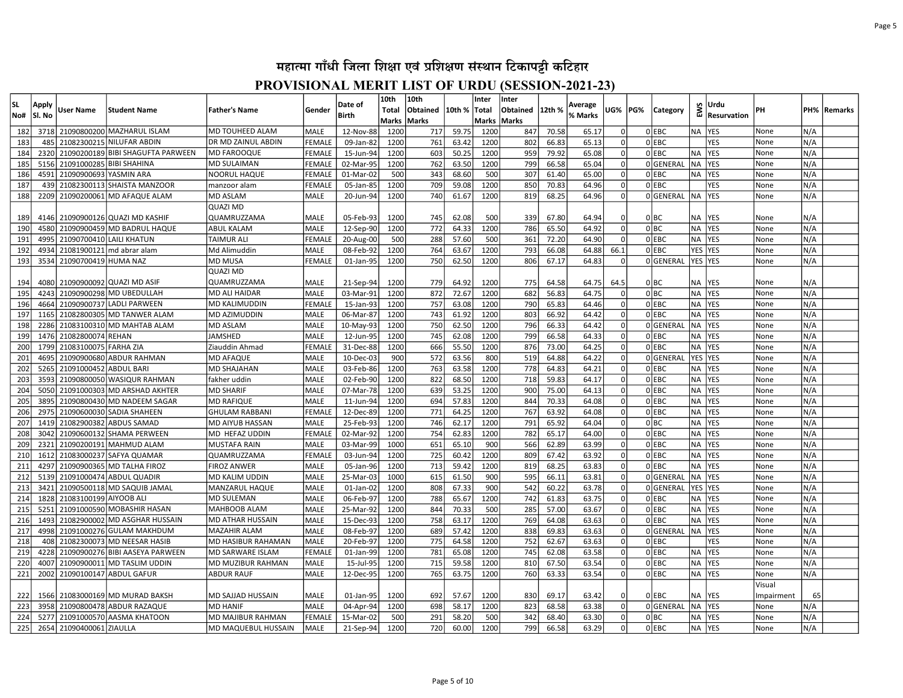# महात्मा गाँधी जिला शिक्षा एवं प्रशिक्षण संस्थान टिकापट्टी कटिहार

## PROVISIONAL MERIT LIST OF URDU (SESSION-2021-23)

| SL No# | Apply Sl. No | User Name | Student Name | Father's Name | Gender | Date of Birth | 10th Total Marks | 10th Obtained Marks | 10th % | Inter Total Marks | Inter Obtained Marks | 12th % | Average % Marks | UG% | PG% | Category | EWS | Urdu Resurvation | PH | PH% | Remarks |
|---|---|---|---|---|---|---|---|---|---|---|---|---|---|---|---|---|---|---|---|---|---|
| 182 | 3718 | 21090800200 | MAZHARUL ISLAM | MD TOUHEED ALAM | MALE | 12-Nov-88 | 1200 | 717 | 59.75 | 1200 | 847 | 70.58 | 65.17 | 0 | 0 | EBC | NA | YES | None | N/A | |
| 183 | 485 | 21082300215 | NILUFAR ABDIN | DR MD ZAINUL ABDIN | FEMALE | 09-Jan-82 | 1200 | 761 | 63.42 | 1200 | 802 | 66.83 | 65.13 | 0 | 0 | EBC | | YES | None | N/A | |
| 184 | 2320 | 21090200189 | BIBI SHAGUFTA PARWEEN | MD FAROOQUE | FEMALE | 15-Jun-94 | 1200 | 603 | 50.25 | 1200 | 959 | 79.92 | 65.08 | 0 | 0 | EBC | NA | YES | None | N/A | |
| 185 | 5156 | 21091000285 | BIBI SHAHINA | MD SULAIMAN | FEMALE | 02-Mar-95 | 1200 | 762 | 63.50 | 1200 | 799 | 66.58 | 65.04 | 0 | 0 | GENERAL | NA | YES | None | N/A | |
| 186 | 4591 | 21090900693 | YASMIN ARA | NOORUL HAQUE | FEMALE | 01-Mar-02 | 500 | 343 | 68.60 | 500 | 307 | 61.40 | 65.00 | 0 | 0 | EBC | NA | YES | None | N/A | |
| 187 | 439 | 21082300113 | SHAISTA MANZOOR | manzoor alam | FEMALE | 05-Jan-85 | 1200 | 709 | 59.08 | 1200 | 850 | 70.83 | 64.96 | 0 | 0 | EBC | | YES | None | N/A | |
| 188 | 2209 | 21090200061 | MD AFAQUE ALAM | MD ASLAM | MALE | 20-Jun-94 | 1200 | 740 | 61.67 | 1200 | 819 | 68.25 | 64.96 | 0 | 0 | GENERAL | NA | YES | None | N/A | |
| 189 | 4146 | 21090900126 | QUAZI MD KASHIF | QUAZI MD QUAMRUZZAMA | MALE | 05-Feb-93 | 1200 | 745 | 62.08 | 500 | 339 | 67.80 | 64.94 | 0 | 0 | BC | NA | YES | None | N/A | |
| 190 | 4580 | 21090900459 | MD BADRUL HAQUE | ABUL KALAM | MALE | 12-Sep-90 | 1200 | 772 | 64.33 | 1200 | 786 | 65.50 | 64.92 | 0 | 0 | BC | NA | YES | None | N/A | |
| 191 | 4995 | 21090700410 | LAILI KHATUN | TAIMUR ALI | FEMALE | 20-Aug-00 | 500 | 288 | 57.60 | 500 | 361 | 72.20 | 64.90 | 0 | 0 | EBC | NA | YES | None | N/A | |
| 192 | 4934 | 21081900121 | md abrar alam | Md Alimuddin | MALE | 08-Feb-92 | 1200 | 764 | 63.67 | 1200 | 793 | 66.08 | 64.88 | 66.1 | 0 | EBC | YES | YES | None | N/A | |
| 193 | 3534 | 21090700419 | HUMA NAZ | MD MUSA | FEMALE | 01-Jan-95 | 1200 | 750 | 62.50 | 1200 | 806 | 67.17 | 64.83 | 0 | 0 | GENERAL | YES | YES | None | N/A | |
| 194 | 4080 | 21090900092 | QUAZI MD ASIF | QUAZI MD QUAMRUZZAMA | MALE | 21-Sep-94 | 1200 | 779 | 64.92 | 1200 | 775 | 64.58 | 64.75 | 64.5 | 0 | BC | NA | YES | None | N/A | |
| 195 | 4243 | 21090900298 | MD UBEDULLAH | MD ALI HAIDAR | MALE | 03-Mar-91 | 1200 | 872 | 72.67 | 1200 | 682 | 56.83 | 64.75 | 0 | 0 | BC | NA | YES | None | N/A | |
| 196 | 4664 | 21090900737 | LADLI PARWEEN | MD KALIMUDDIN | FEMALE | 15-Jan-93 | 1200 | 757 | 63.08 | 1200 | 790 | 65.83 | 64.46 | 0 | 0 | EBC | NA | YES | None | N/A | |
| 197 | 1165 | 21082800305 | MD TANWER ALAM | MD AZIMUDDIN | MALE | 06-Mar-87 | 1200 | 743 | 61.92 | 1200 | 803 | 66.92 | 64.42 | 0 | 0 | EBC | NA | YES | None | N/A | |
| 198 | 2286 | 21083100310 | MD MAHTAB ALAM | MD ASLAM | MALE | 10-May-93 | 1200 | 750 | 62.50 | 1200 | 796 | 66.33 | 64.42 | 0 | 0 | GENERAL | NA | YES | None | N/A | |
| 199 | 1476 | 21082800074 | REHAN | JAMSHED | MALE | 12-Jun-95 | 1200 | 745 | 62.08 | 1200 | 799 | 66.58 | 64.33 | 0 | 0 | EBC | NA | YES | None | N/A | |
| 200 | 1799 | 21083100075 | FARHA ZIA | Ziauddin Ahmad | FEMALE | 31-Dec-88 | 1200 | 666 | 55.50 | 1200 | 876 | 73.00 | 64.25 | 0 | 0 | EBC | NA | YES | None | N/A | |
| 201 | 4695 | 21090900680 | ABDUR RAHMAN | MD AFAQUE | MALE | 10-Dec-03 | 900 | 572 | 63.56 | 800 | 519 | 64.88 | 64.22 | 0 | 0 | GENERAL | YES | YES | None | N/A | |
| 202 | 5265 | 21091000452 | ABDUL BARI | MD SHAJAHAN | MALE | 03-Feb-86 | 1200 | 763 | 63.58 | 1200 | 778 | 64.83 | 64.21 | 0 | 0 | EBC | NA | YES | None | N/A | |
| 203 | 3593 | 21090800050 | WASIQUR RAHMAN | fakher uddin | MALE | 02-Feb-90 | 1200 | 822 | 68.50 | 1200 | 718 | 59.83 | 64.17 | 0 | 0 | EBC | NA | YES | None | N/A | |
| 204 | 5050 | 21091000303 | MD ARSHAD AKHTER | MD SHARIF | MALE | 07-Mar-78 | 1200 | 639 | 53.25 | 1200 | 900 | 75.00 | 64.13 | 0 | 0 | EBC | NA | YES | None | N/A | |
| 205 | 3895 | 21090800430 | MD NADEEM SAGAR | MD RAFIQUE | MALE | 11-Jun-94 | 1200 | 694 | 57.83 | 1200 | 844 | 70.33 | 64.08 | 0 | 0 | EBC | NA | YES | None | N/A | |
| 206 | 2975 | 21090600030 | SADIA SHAHEEN | GHULAM RABBANI | FEMALE | 12-Dec-89 | 1200 | 771 | 64.25 | 1200 | 767 | 63.92 | 64.08 | 0 | 0 | EBC | NA | YES | None | N/A | |
| 207 | 1419 | 21082900382 | ABDUS SAMAD | MD AIYUB HASSAN | MALE | 25-Feb-93 | 1200 | 746 | 62.17 | 1200 | 791 | 65.92 | 64.04 | 0 | 0 | BC | NA | YES | None | N/A | |
| 208 | 3042 | 21090600132 | SHAMA PERWEEN | MD HEFAZ UDDIN | FEMALE | 02-Mar-92 | 1200 | 754 | 62.83 | 1200 | 782 | 65.17 | 64.00 | 0 | 0 | EBC | NA | YES | None | N/A | |
| 209 | 2321 | 21090200191 | MAHMUD ALAM | MUSTAFA RAIN | MALE | 03-Mar-99 | 1000 | 651 | 65.10 | 900 | 566 | 62.89 | 63.99 | 0 | 0 | EBC | NA | YES | None | N/A | |
| 210 | 1612 | 21083000237 | SAFYA QUAMAR | QUAMRUZZAMA | FEMALE | 03-Jun-94 | 1200 | 725 | 60.42 | 1200 | 809 | 67.42 | 63.92 | 0 | 0 | EBC | NA | YES | None | N/A | |
| 211 | 4297 | 21090900365 | MD TALHA FIROZ | FIROZ ANWER | MALE | 05-Jan-96 | 1200 | 713 | 59.42 | 1200 | 819 | 68.25 | 63.83 | 0 | 0 | EBC | NA | YES | None | N/A | |
| 212 | 5139 | 21091000474 | ABDUL QUADIR | MD KALIM UDDIN | MALE | 25-Mar-03 | 1000 | 615 | 61.50 | 900 | 595 | 66.11 | 63.81 | 0 | 0 | GENERAL | NA | YES | None | N/A | |
| 213 | 3421 | 21090500118 | MD SAQUIB JAMAL | MANZARUL HAQUE | MALE | 01-Jan-02 | 1200 | 808 | 67.33 | 900 | 542 | 60.22 | 63.78 | 0 | 0 | GENERAL | YES | YES | None | N/A | |
| 214 | 1828 | 21083100199 | AIYOOB ALI | MD SULEMAN | MALE | 06-Feb-97 | 1200 | 788 | 65.67 | 1200 | 742 | 61.83 | 63.75 | 0 | 0 | EBC | NA | YES | None | N/A | |
| 215 | 5251 | 21091000590 | MOBASHIR HASAN | MAHBOOB ALAM | MALE | 25-Mar-92 | 1200 | 844 | 70.33 | 500 | 285 | 57.00 | 63.67 | 0 | 0 | EBC | NA | YES | None | N/A | |
| 216 | 1493 | 21082900002 | MD ASGHAR HUSSAIN | MD ATHAR HUSSAIN | MALE | 15-Dec-93 | 1200 | 758 | 63.17 | 1200 | 769 | 64.08 | 63.63 | 0 | 0 | EBC | NA | YES | None | N/A | |
| 217 | 4998 | 21091000276 | GULAM MAKHDUM | MAZAHIR ALAM | MALE | 08-Feb-97 | 1200 | 689 | 57.42 | 1200 | 838 | 69.83 | 63.63 | 0 | 0 | GENERAL | NA | YES | None | N/A | |
| 218 | 408 | 21082300073 | MD NEESAR HASIB | MD HASIBUR RAHAMAN | MALE | 20-Feb-97 | 1200 | 775 | 64.58 | 1200 | 752 | 62.67 | 63.63 | 0 | 0 | EBC | | YES | None | N/A | |
| 219 | 4228 | 21090900276 | BIBI AASEYA PARWEEN | MD SARWARE ISLAM | FEMALE | 01-Jan-99 | 1200 | 781 | 65.08 | 1200 | 745 | 62.08 | 63.58 | 0 | 0 | EBC | NA | YES | None | N/A | |
| 220 | 4007 | 21090900011 | MD TASLIM UDDIN | MD MUZIBUR RAHMAN | MALE | 15-Jul-95 | 1200 | 715 | 59.58 | 1200 | 810 | 67.50 | 63.54 | 0 | 0 | EBC | NA | YES | None | N/A | |
| 221 | 2002 | 21090100147 | ABDUL GAFUR | ABDUR RAUF | MALE | 12-Dec-95 | 1200 | 765 | 63.75 | 1200 | 760 | 63.33 | 63.54 | 0 | 0 | EBC | NA | YES | None | N/A | |
| 222 | 1566 | 21083000169 | MD MURAD BAKSH | MD SAJJAD HUSSAIN | MALE | 01-Jan-95 | 1200 | 692 | 57.67 | 1200 | 830 | 69.17 | 63.42 | 0 | 0 | EBC | NA | YES | Visual Impairment | 65 | |
| 223 | 3958 | 21090800478 | ABDUR RAZAQUE | MD HANIF | MALE | 04-Apr-94 | 1200 | 698 | 58.17 | 1200 | 823 | 68.58 | 63.38 | 0 | 0 | GENERAL | NA | YES | None | N/A | |
| 224 | 5277 | 21091000570 | AASMA KHATOON | MD MAJIBUR RAHMAN | FEMALE | 15-Mar-02 | 500 | 291 | 58.20 | 500 | 342 | 68.40 | 63.30 | 0 | 0 | BC | NA | YES | None | N/A | |
| 225 | 2654 | 21090400061 | ZIAULLA | MD MAQUEBUL HUSSAIN | MALE | 21-Sep-94 | 1200 | 720 | 60.00 | 1200 | 799 | 66.58 | 63.29 | 0 | 0 | EBC | NA | YES | None | N/A | |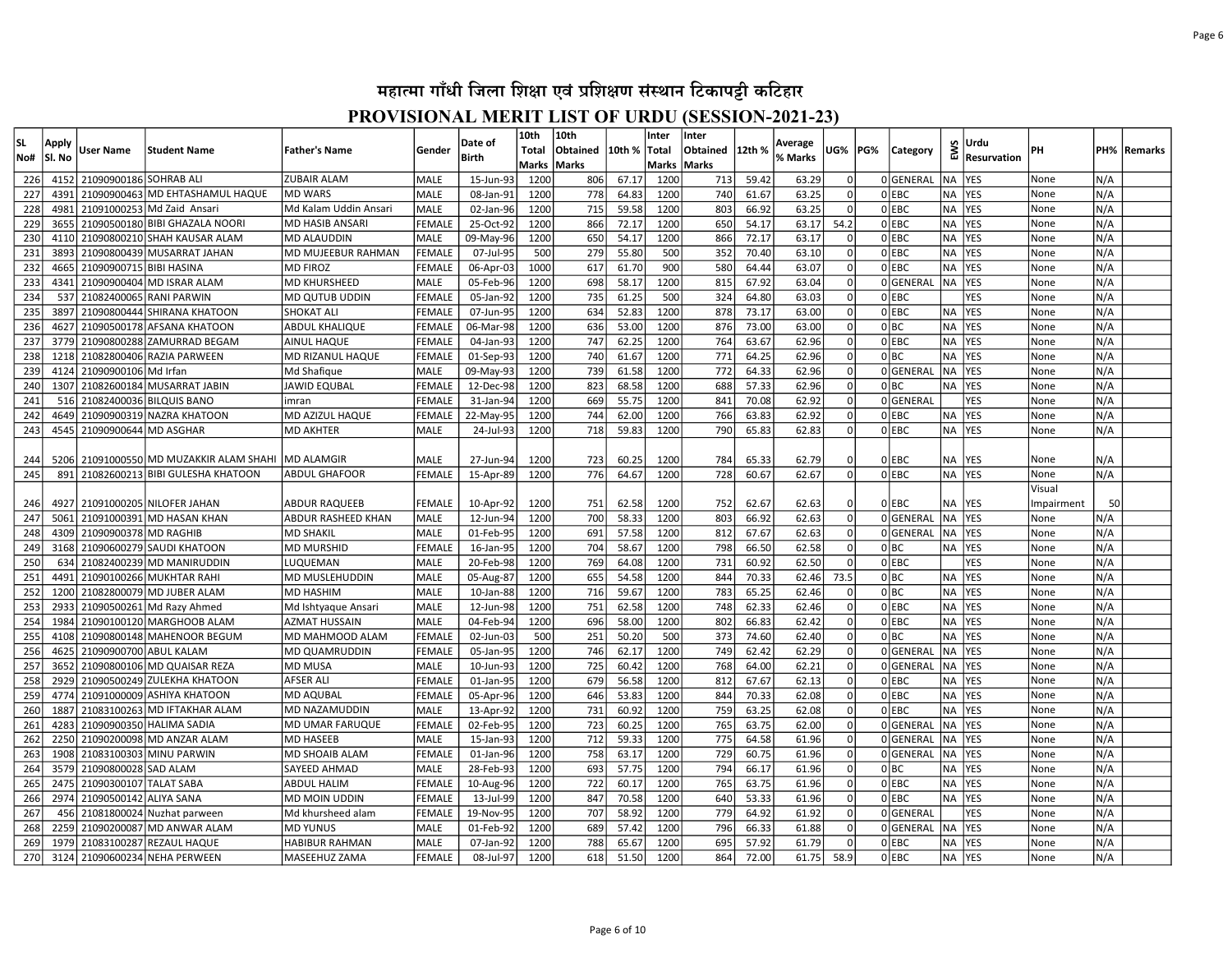# महात्मा गाँधी जिला शिक्षा एवं प्रशिक्षण संस्थान टिकापट्टी कटिहार

## PROVISIONAL MERIT LIST OF URDU (SESSION-2021-23)

| SL No# | Apply Sl. No | User Name | Student Name | Father's Name | Gender | Date of Birth | 10th Total Marks | 10th Obtained Marks | 10th % | Inter Total Marks | Inter Obtained Marks | 12th % | Average % Marks | UG% | PG% | Category | EWS | Urdu Resurvation | PH | PH% | Remarks |
|---|---|---|---|---|---|---|---|---|---|---|---|---|---|---|---|---|---|---|---|---|---|
| 226 | 4152 | 21090900186 | SOHRAB ALI | ZUBAIR ALAM | MALE | 15-Jun-93 | 1200 | 806 | 67.17 | 1200 | 713 | 59.42 | 63.29 | 0 | 0 | GENERAL | NA | YES | None | N/A | |
| 227 | 4391 | 21090900463 | MD EHTASHAMUL HAQUE | MD WARS | MALE | 08-Jan-91 | 1200 | 778 | 64.83 | 1200 | 740 | 61.67 | 63.25 | 0 | 0 | EBC | NA | YES | None | N/A | |
| 228 | 4981 | 21091000253 | Md Zaid Ansari | Md Kalam Uddin Ansari | MALE | 02-Jan-96 | 1200 | 715 | 59.58 | 1200 | 803 | 66.92 | 63.25 | 0 | 0 | EBC | NA | YES | None | N/A | |
| 229 | 3655 | 21090500180 | BIBI GHAZALA NOORI | MD HASIB ANSARI | FEMALE | 25-Oct-92 | 1200 | 866 | 72.17 | 1200 | 650 | 54.17 | 63.17 | 54.2 | 0 | EBC | NA | YES | None | N/A | |
| 230 | 4110 | 21090800210 | SHAH KAUSAR ALAM | MD ALAUDDIN | MALE | 09-May-96 | 1200 | 650 | 54.17 | 1200 | 866 | 72.17 | 63.17 | 0 | 0 | EBC | NA | YES | None | N/A | |
| 231 | 3893 | 21090800439 | MUSARRAT JAHAN | MD MUJEEBUR RAHMAN | FEMALE | 07-Jul-95 | 500 | 279 | 55.80 | 500 | 352 | 70.40 | 63.10 | 0 | 0 | EBC | NA | YES | None | N/A | |
| 232 | 4665 | 21090900715 | BIBI HASINA | MD FIROZ | FEMALE | 06-Apr-03 | 1000 | 617 | 61.70 | 900 | 580 | 64.44 | 63.07 | 0 | 0 | EBC | NA | YES | None | N/A | |
| 233 | 4341 | 21090900404 | MD ISRAR ALAM | MD KHURSHEED | MALE | 05-Feb-96 | 1200 | 698 | 58.17 | 1200 | 815 | 67.92 | 63.04 | 0 | 0 | GENERAL | NA | YES | None | N/A | |
| 234 | 537 | 21082400065 | RANI PARWIN | MD QUTUB UDDIN | FEMALE | 05-Jan-92 | 1200 | 735 | 61.25 | 500 | 324 | 64.80 | 63.03 | 0 | 0 | EBC | | YES | None | N/A | |
| 235 | 3897 | 21090800444 | SHIRANA KHATOON | SHOKAT ALI | FEMALE | 07-Jun-95 | 1200 | 634 | 52.83 | 1200 | 878 | 73.17 | 63.00 | 0 | 0 | EBC | NA | YES | None | N/A | |
| 236 | 4627 | 21090500178 | AFSANA KHATOON | ABDUL KHALIQUE | FEMALE | 06-Mar-98 | 1200 | 636 | 53.00 | 1200 | 876 | 73.00 | 63.00 | 0 | 0 | BC | NA | YES | None | N/A | |
| 237 | 3779 | 21090800288 | ZAMURRAD BEGAM | AINUL HAQUE | FEMALE | 04-Jan-93 | 1200 | 747 | 62.25 | 1200 | 764 | 63.67 | 62.96 | 0 | 0 | EBC | NA | YES | None | N/A | |
| 238 | 1218 | 21082800406 | RAZIA PARWEEN | MD RIZANUL HAQUE | FEMALE | 01-Sep-93 | 1200 | 740 | 61.67 | 1200 | 771 | 64.25 | 62.96 | 0 | 0 | BC | NA | YES | None | N/A | |
| 239 | 4124 | 21090900106 | Md Irfan | Md Shafique | MALE | 09-May-93 | 1200 | 739 | 61.58 | 1200 | 772 | 64.33 | 62.96 | 0 | 0 | GENERAL | NA | YES | None | N/A | |
| 240 | 1307 | 21082600184 | MUSARRAT JABIN | JAWID EQUBAL | FEMALE | 12-Dec-98 | 1200 | 823 | 68.58 | 1200 | 688 | 57.33 | 62.96 | 0 | 0 | BC | NA | YES | None | N/A | |
| 241 | 516 | 21082400036 | BILQUIS BANO | imran | FEMALE | 31-Jan-94 | 1200 | 669 | 55.75 | 1200 | 841 | 70.08 | 62.92 | 0 | 0 | GENERAL | | YES | None | N/A | |
| 242 | 4649 | 21090900319 | NAZRA KHATOON | MD AZIZUL HAQUE | FEMALE | 22-May-95 | 1200 | 744 | 62.00 | 1200 | 766 | 63.83 | 62.92 | 0 | 0 | EBC | NA | YES | None | N/A | |
| 243 | 4545 | 21090900644 | MD ASGHAR | MD AKHTER | MALE | 24-Jul-93 | 1200 | 718 | 59.83 | 1200 | 790 | 65.83 | 62.83 | 0 | 0 | EBC | NA | YES | None | N/A | |
| 244 | 5206 | 21091000550 | MD MUZAKKIR ALAM SHAHI | MD ALAMGIR | MALE | 27-Jun-94 | 1200 | 723 | 60.25 | 1200 | 784 | 65.33 | 62.79 | 0 | 0 | EBC | NA | YES | None | N/A | |
| 245 | 891 | 21082600213 | BIBI GULESHA KHATOON | ABDUL GHAFOOR | FEMALE | 15-Apr-89 | 1200 | 776 | 64.67 | 1200 | 728 | 60.67 | 62.67 | 0 | 0 | EBC | NA | YES | None | N/A | |
| 246 | 4927 | 21091000205 | NILOFER JAHAN | ABDUR RAQUEEB | FEMALE | 10-Apr-92 | 1200 | 751 | 62.58 | 1200 | 752 | 62.67 | 62.63 | 0 | 0 | EBC | NA | YES | Visual Impairment | 50 | |
| 247 | 5061 | 21091000391 | MD HASAN KHAN | ABDUR RASHEED KHAN | MALE | 12-Jun-94 | 1200 | 700 | 58.33 | 1200 | 803 | 66.92 | 62.63 | 0 | 0 | GENERAL | NA | YES | None | N/A | |
| 248 | 4309 | 21090900378 | MD RAGHIB | MD SHAKIL | MALE | 01-Feb-95 | 1200 | 691 | 57.58 | 1200 | 812 | 67.67 | 62.63 | 0 | 0 | GENERAL | NA | YES | None | N/A | |
| 249 | 3168 | 21090600279 | SAUDI KHATOON | MD MURSHID | FEMALE | 16-Jan-95 | 1200 | 704 | 58.67 | 1200 | 798 | 66.50 | 62.58 | 0 | 0 | BC | NA | YES | None | N/A | |
| 250 | 634 | 21082400239 | MD MANIRUDDIN | LUQUEMAN | MALE | 20-Feb-98 | 1200 | 769 | 64.08 | 1200 | 731 | 60.92 | 62.50 | 0 | 0 | EBC | | YES | None | N/A | |
| 251 | 4491 | 21090100266 | MUKHTAR RAHI | MD MUSLEHUDDIN | MALE | 05-Aug-87 | 1200 | 655 | 54.58 | 1200 | 844 | 70.33 | 62.46 | 73.5 | 0 | BC | NA | YES | None | N/A | |
| 252 | 1200 | 21082800079 | MD JUBER ALAM | MD HASHIM | MALE | 10-Jan-88 | 1200 | 716 | 59.67 | 1200 | 783 | 65.25 | 62.46 | 0 | 0 | BC | NA | YES | None | N/A | |
| 253 | 2933 | 21090500261 | Md Razy Ahmed | Md Ishtyaque Ansari | MALE | 12-Jun-98 | 1200 | 751 | 62.58 | 1200 | 748 | 62.33 | 62.46 | 0 | 0 | EBC | NA | YES | None | N/A | |
| 254 | 1984 | 21090100120 | MARGHOOB ALAM | AZMAT HUSSAIN | MALE | 04-Feb-94 | 1200 | 696 | 58.00 | 1200 | 802 | 66.83 | 62.42 | 0 | 0 | EBC | NA | YES | None | N/A | |
| 255 | 4108 | 21090800148 | MAHENOOR BEGUM | MD MAHMOOD ALAM | FEMALE | 02-Jun-03 | 500 | 251 | 50.20 | 500 | 373 | 74.60 | 62.40 | 0 | 0 | BC | NA | YES | None | N/A | |
| 256 | 4625 | 21090900700 | ABUL KALAM | MD QUAMRUDDIN | MALE | 05-Jan-95 | 1200 | 746 | 62.17 | 1200 | 749 | 62.42 | 62.29 | 0 | 0 | GENERAL | NA | YES | None | N/A | |
| 257 | 3652 | 21090800106 | MD QUAISAR REZA | MD MUSA | MALE | 10-Jun-93 | 1200 | 725 | 60.42 | 1200 | 768 | 64.00 | 62.21 | 0 | 0 | GENERAL | NA | YES | None | N/A | |
| 258 | 2929 | 21090500249 | ZULEKHA KHATOON | AFSER ALI | FEMALE | 01-Jan-95 | 1200 | 679 | 56.58 | 1200 | 812 | 67.67 | 62.13 | 0 | 0 | EBC | NA | YES | None | N/A | |
| 259 | 4774 | 21091000009 | ASHIYA KHATOON | MD AQUBAL | FEMALE | 05-Apr-96 | 1200 | 646 | 53.83 | 1200 | 844 | 70.33 | 62.08 | 0 | 0 | EBC | NA | YES | None | N/A | |
| 260 | 1887 | 21083100263 | MD IFTAKHAR ALAM | MD NAZAMUDDIN | MALE | 13-Apr-92 | 1200 | 731 | 60.92 | 1200 | 759 | 63.25 | 62.08 | 0 | 0 | EBC | NA | YES | None | N/A | |
| 261 | 4283 | 21090900350 | HALIMA SADIA | MD UMAR FARUQUE | FEMALE | 02-Feb-95 | 1200 | 723 | 60.25 | 1200 | 765 | 63.75 | 62.00 | 0 | 0 | GENERAL | NA | YES | None | N/A | |
| 262 | 2250 | 21090200098 | MD ANZAR ALAM | MD HASEEB | MALE | 15-Jan-93 | 1200 | 712 | 59.33 | 1200 | 775 | 64.58 | 61.96 | 0 | 0 | GENERAL | NA | YES | None | N/A | |
| 263 | 1908 | 21083100303 | MINU PARWIN | MD SHOAIB ALAM | FEMALE | 01-Jan-96 | 1200 | 758 | 63.17 | 1200 | 729 | 60.75 | 61.96 | 0 | 0 | GENERAL | NA | YES | None | N/A | |
| 264 | 3579 | 21090800028 | SAD ALAM | SAYEED AHMAD | MALE | 28-Feb-93 | 1200 | 693 | 57.75 | 1200 | 794 | 66.17 | 61.96 | 0 | 0 | BC | NA | YES | None | N/A | |
| 265 | 2475 | 21090300107 | TALAT SABA | ABDUL HALIM | FEMALE | 10-Aug-96 | 1200 | 722 | 60.17 | 1200 | 765 | 63.75 | 61.96 | 0 | 0 | EBC | NA | YES | None | N/A | |
| 266 | 2974 | 21090500142 | ALIYA SANA | MD MOIN UDDIN | FEMALE | 13-Jul-99 | 1200 | 847 | 70.58 | 1200 | 640 | 53.33 | 61.96 | 0 | 0 | EBC | NA | YES | None | N/A | |
| 267 | 456 | 21081800024 | Nuzhat parween | Md khursheed alam | FEMALE | 19-Nov-95 | 1200 | 707 | 58.92 | 1200 | 779 | 64.92 | 61.92 | 0 | 0 | GENERAL | | YES | None | N/A | |
| 268 | 2259 | 21090200087 | MD ANWAR ALAM | MD YUNUS | MALE | 01-Feb-92 | 1200 | 689 | 57.42 | 1200 | 796 | 66.33 | 61.88 | 0 | 0 | GENERAL | NA | YES | None | N/A | |
| 269 | 1979 | 21083100287 | REZAUL HAQUE | HABIBUR RAHMAN | MALE | 07-Jan-92 | 1200 | 788 | 65.67 | 1200 | 695 | 57.92 | 61.79 | 0 | 0 | EBC | NA | YES | None | N/A | |
| 270 | 3124 | 21090600234 | NEHA PERWEEN | MASEEHUZ ZAMA | FEMALE | 08-Jul-97 | 1200 | 618 | 51.50 | 1200 | 864 | 72.00 | 61.75 | 58.9 | 0 | EBC | NA | YES | None | N/A | |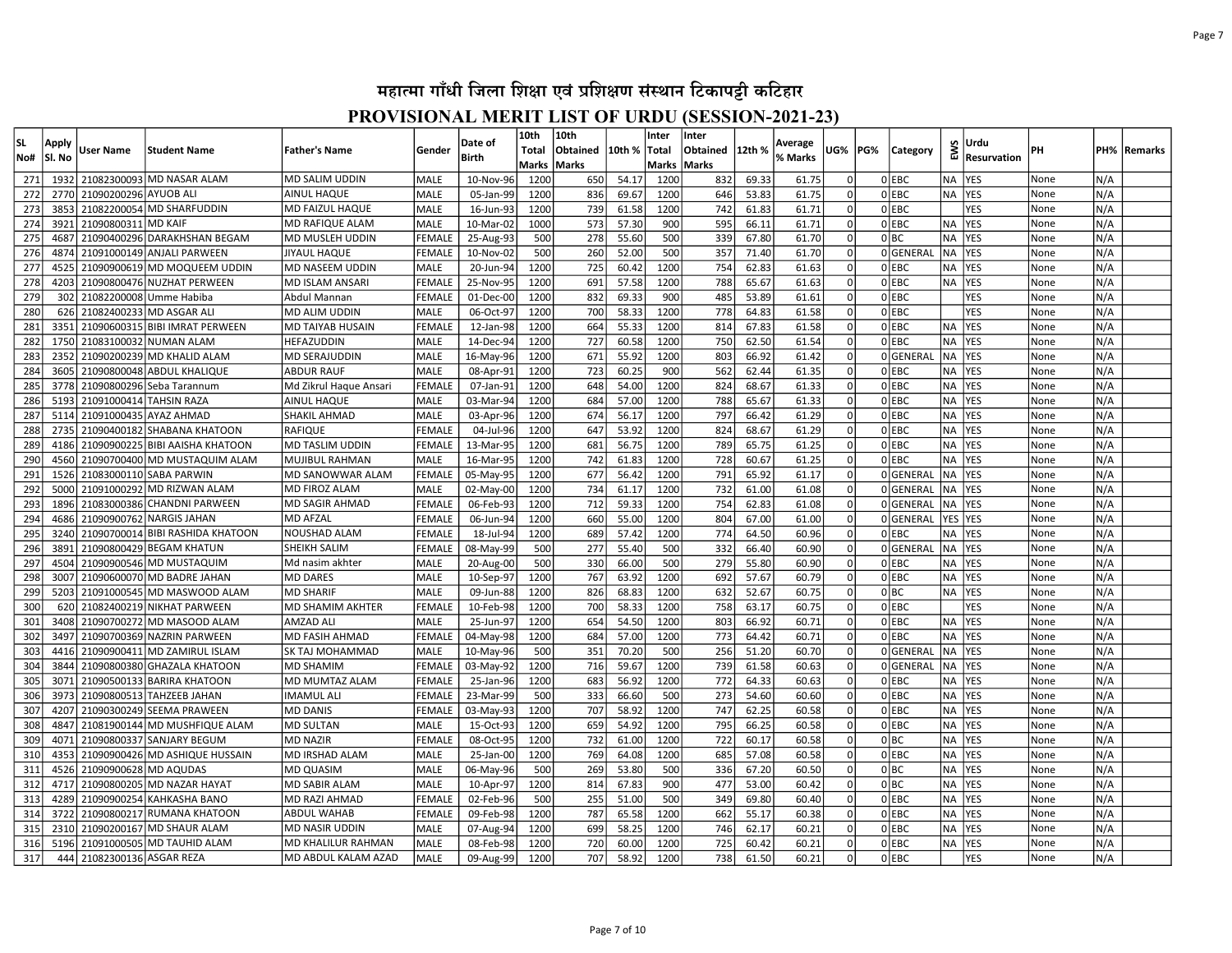# महात्मा गाँधी जिला शिक्षा एवं प्रशिक्षण संस्थान टिकापट्टी कटिहार

## PROVISIONAL MERIT LIST OF URDU (SESSION-2021-23)

| SL No# | Apply Sl. No | User Name | Student Name | Father's Name | Gender | Date of Birth | 10th Total Marks | 10th Obtained Marks | 10th % | Inter Total Marks | Inter Obtained Marks | 12th % | Average % Marks | UG% | PG% | Category | EWS | Urdu Resurvation | PH | PH% | Remarks |
|---|---|---|---|---|---|---|---|---|---|---|---|---|---|---|---|---|---|---|---|---|---|
| 271 | 1932 | 21082300093 | MD NASAR ALAM | MD SALIM UDDIN | MALE | 10-Nov-96 | 1200 | 650 | 54.17 | 1200 | 832 | 69.33 | 61.75 | 0 | 0 | EBC | NA | YES | None | N/A | |
| 272 | 2770 | 21090200296 | AYUOB ALI | AINUL HAQUE | MALE | 05-Jan-99 | 1200 | 836 | 69.67 | 1200 | 646 | 53.83 | 61.75 | 0 | 0 | EBC | NA | YES | None | N/A | |
| 273 | 3853 | 21082200054 | MD SHARFUDDIN | MD FAIZUL HAQUE | MALE | 16-Jun-93 | 1200 | 739 | 61.58 | 1200 | 742 | 61.83 | 61.71 | 0 | 0 | EBC | | YES | None | N/A | |
| 274 | 3921 | 21090800311 | MD KAIF | MD RAFIQUE ALAM | MALE | 10-Mar-02 | 1000 | 573 | 57.30 | 900 | 595 | 66.11 | 61.71 | 0 | 0 | EBC | NA | YES | None | N/A | |
| 275 | 4687 | 21090400296 | DARAKHSHAN BEGAM | MD MUSLEH UDDIN | FEMALE | 25-Aug-93 | 500 | 278 | 55.60 | 500 | 339 | 67.80 | 61.70 | 0 | 0 | BC | NA | YES | None | N/A | |
| 276 | 4874 | 21091000149 | ANJALI PARWEEN | JIYAUL HAQUE | FEMALE | 10-Nov-02 | 500 | 260 | 52.00 | 500 | 357 | 71.40 | 61.70 | 0 | 0 | GENERAL | NA | YES | None | N/A | |
| 277 | 4525 | 21090900619 | MD MOQUEEM UDDIN | MD NASEEM UDDIN | MALE | 20-Jun-94 | 1200 | 725 | 60.42 | 1200 | 754 | 62.83 | 61.63 | 0 | 0 | EBC | NA | YES | None | N/A | |
| 278 | 4203 | 21090800476 | NUZHAT PERWEEN | MD ISLAM ANSARI | FEMALE | 25-Nov-95 | 1200 | 691 | 57.58 | 1200 | 788 | 65.67 | 61.63 | 0 | 0 | EBC | NA | YES | None | N/A | |
| 279 | 302 | 21082200008 | Umme Habiba | Abdul Mannan | FEMALE | 01-Dec-00 | 1200 | 832 | 69.33 | 900 | 485 | 53.89 | 61.61 | 0 | 0 | EBC | | YES | None | N/A | |
| 280 | 626 | 21082400233 | MD ASGAR ALI | MD ALIM UDDIN | MALE | 06-Oct-97 | 1200 | 700 | 58.33 | 1200 | 778 | 64.83 | 61.58 | 0 | 0 | EBC | | YES | None | N/A | |
| 281 | 3351 | 21090600315 | BIBI IMRAT PERWEEN | MD TAIYAB HUSAIN | FEMALE | 12-Jan-98 | 1200 | 664 | 55.33 | 1200 | 814 | 67.83 | 61.58 | 0 | 0 | EBC | NA | YES | None | N/A | |
| 282 | 1750 | 21083100032 | NUMAN ALAM | HEFAZUDDIN | MALE | 14-Dec-94 | 1200 | 727 | 60.58 | 1200 | 750 | 62.50 | 61.54 | 0 | 0 | EBC | NA | YES | None | N/A | |
| 283 | 2352 | 21090200239 | MD KHALID ALAM | MD SERAJUDDIN | MALE | 16-May-96 | 1200 | 671 | 55.92 | 1200 | 803 | 66.92 | 61.42 | 0 | 0 | GENERAL | NA | YES | None | N/A | |
| 284 | 3605 | 21090800048 | ABDUL KHALIQUE | ABDUR RAUF | MALE | 08-Apr-91 | 1200 | 723 | 60.25 | 900 | 562 | 62.44 | 61.35 | 0 | 0 | EBC | NA | YES | None | N/A | |
| 285 | 3778 | 21090800296 | Seba Tarannum | Md Zikrul Haque Ansari | FEMALE | 07-Jan-91 | 1200 | 648 | 54.00 | 1200 | 824 | 68.67 | 61.33 | 0 | 0 | EBC | NA | YES | None | N/A | |
| 286 | 5193 | 21091000414 | TAHSIN RAZA | AINUL HAQUE | MALE | 03-Mar-94 | 1200 | 684 | 57.00 | 1200 | 788 | 65.67 | 61.33 | 0 | 0 | EBC | NA | YES | None | N/A | |
| 287 | 5114 | 21091000435 | AYAZ AHMAD | SHAKIL AHMAD | MALE | 03-Apr-96 | 1200 | 674 | 56.17 | 1200 | 797 | 66.42 | 61.29 | 0 | 0 | EBC | NA | YES | None | N/A | |
| 288 | 2735 | 21090400182 | SHABANA KHATOON | RAFIQUE | FEMALE | 04-Jul-96 | 1200 | 647 | 53.92 | 1200 | 824 | 68.67 | 61.29 | 0 | 0 | EBC | NA | YES | None | N/A | |
| 289 | 4186 | 21090900225 | BIBI AAISHA KHATOON | MD TASLIM UDDIN | FEMALE | 13-Mar-95 | 1200 | 681 | 56.75 | 1200 | 789 | 65.75 | 61.25 | 0 | 0 | EBC | NA | YES | None | N/A | |
| 290 | 4560 | 21090700400 | MD MUSTAQUIM ALAM | MUJIBUL RAHMAN | MALE | 16-Mar-95 | 1200 | 742 | 61.83 | 1200 | 728 | 60.67 | 61.25 | 0 | 0 | EBC | NA | YES | None | N/A | |
| 291 | 1526 | 21083000110 | SABA PARWIN | MD SANOWWAR ALAM | FEMALE | 05-May-95 | 1200 | 677 | 56.42 | 1200 | 791 | 65.92 | 61.17 | 0 | 0 | GENERAL | NA | YES | None | N/A | |
| 292 | 5000 | 21091000292 | MD RIZWAN ALAM | MD FIROZ ALAM | MALE | 02-May-00 | 1200 | 734 | 61.17 | 1200 | 732 | 61.00 | 61.08 | 0 | 0 | GENERAL | NA | YES | None | N/A | |
| 293 | 1896 | 21083000386 | CHANDNI PARWEEN | MD SAGIR AHMAD | FEMALE | 06-Feb-93 | 1200 | 712 | 59.33 | 1200 | 754 | 62.83 | 61.08 | 0 | 0 | GENERAL | NA | YES | None | N/A | |
| 294 | 4686 | 21090900762 | NARGIS JAHAN | MD AFZAL | FEMALE | 06-Jun-94 | 1200 | 660 | 55.00 | 1200 | 804 | 67.00 | 61.00 | 0 | 0 | GENERAL | YES | YES | None | N/A | |
| 295 | 3240 | 21090700014 | BIBI RASHIDA KHATOON | NOUSHAD ALAM | FEMALE | 18-Jul-94 | 1200 | 689 | 57.42 | 1200 | 774 | 64.50 | 60.96 | 0 | 0 | EBC | NA | YES | None | N/A | |
| 296 | 3891 | 21090800429 | BEGAM KHATUN | SHEIKH SALIM | FEMALE | 08-May-99 | 500 | 277 | 55.40 | 500 | 332 | 66.40 | 60.90 | 0 | 0 | GENERAL | NA | YES | None | N/A | |
| 297 | 4504 | 21090900546 | MD MUSTAQUIM | Md nasim akhter | MALE | 20-Aug-00 | 500 | 330 | 66.00 | 500 | 279 | 55.80 | 60.90 | 0 | 0 | EBC | NA | YES | None | N/A | |
| 298 | 3007 | 21090600070 | MD BADRE JAHAN | MD DARES | MALE | 10-Sep-97 | 1200 | 767 | 63.92 | 1200 | 692 | 57.67 | 60.79 | 0 | 0 | EBC | NA | YES | None | N/A | |
| 299 | 5203 | 21091000545 | MD MASWOOD ALAM | MD SHARIF | MALE | 09-Jun-88 | 1200 | 826 | 68.83 | 1200 | 632 | 52.67 | 60.75 | 0 | 0 | BC | NA | YES | None | N/A | |
| 300 | 620 | 21082400219 | NIKHAT PARWEEN | MD SHAMIM AKHTER | FEMALE | 10-Feb-98 | 1200 | 700 | 58.33 | 1200 | 758 | 63.17 | 60.75 | 0 | 0 | EBC | | YES | None | N/A | |
| 301 | 3408 | 21090700272 | MD MASOOD ALAM | AMZAD ALI | MALE | 25-Jun-97 | 1200 | 654 | 54.50 | 1200 | 803 | 66.92 | 60.71 | 0 | 0 | EBC | NA | YES | None | N/A | |
| 302 | 3497 | 21090700369 | NAZRIN PARWEEN | MD FASIH AHMAD | FEMALE | 04-May-98 | 1200 | 684 | 57.00 | 1200 | 773 | 64.42 | 60.71 | 0 | 0 | EBC | NA | YES | None | N/A | |
| 303 | 4416 | 21090900411 | MD ZAMIRUL ISLAM | SK TAJ MOHAMMAD | MALE | 10-May-96 | 500 | 351 | 70.20 | 500 | 256 | 51.20 | 60.70 | 0 | 0 | GENERAL | NA | YES | None | N/A | |
| 304 | 3844 | 21090800380 | GHAZALA KHATOON | MD SHAMIM | FEMALE | 03-May-92 | 1200 | 716 | 59.67 | 1200 | 739 | 61.58 | 60.63 | 0 | 0 | GENERAL | NA | YES | None | N/A | |
| 305 | 3071 | 21090500133 | BARIRA KHATOON | MD MUMTAZ ALAM | FEMALE | 25-Jan-96 | 1200 | 683 | 56.92 | 1200 | 772 | 64.33 | 60.63 | 0 | 0 | EBC | NA | YES | None | N/A | |
| 306 | 3973 | 21090800513 | TAHZEEB JAHAN | IMAMUL ALI | FEMALE | 23-Mar-99 | 500 | 333 | 66.60 | 500 | 273 | 54.60 | 60.60 | 0 | 0 | EBC | NA | YES | None | N/A | |
| 307 | 4207 | 21090300249 | SEEMA PRAWEEN | MD DANIS | FEMALE | 03-May-93 | 1200 | 707 | 58.92 | 1200 | 747 | 62.25 | 60.58 | 0 | 0 | EBC | NA | YES | None | N/A | |
| 308 | 4847 | 21081900144 | MD MUSHFIQUE ALAM | MD SULTAN | MALE | 15-Oct-93 | 1200 | 659 | 54.92 | 1200 | 795 | 66.25 | 60.58 | 0 | 0 | EBC | NA | YES | None | N/A | |
| 309 | 4071 | 21090800337 | SANJARY BEGUM | MD NAZIR | FEMALE | 08-Oct-95 | 1200 | 732 | 61.00 | 1200 | 722 | 60.17 | 60.58 | 0 | 0 | BC | NA | YES | None | N/A | |
| 310 | 4353 | 21090900426 | MD ASHIQUE HUSSAIN | MD IRSHAD ALAM | MALE | 25-Jan-00 | 1200 | 769 | 64.08 | 1200 | 685 | 57.08 | 60.58 | 0 | 0 | EBC | NA | YES | None | N/A | |
| 311 | 4526 | 21090900628 | MD AQUDAS | MD QUASIM | MALE | 06-May-96 | 500 | 269 | 53.80 | 500 | 336 | 67.20 | 60.50 | 0 | 0 | BC | NA | YES | None | N/A | |
| 312 | 4717 | 21090800205 | MD NAZAR HAYAT | MD SABIR ALAM | MALE | 10-Apr-97 | 1200 | 814 | 67.83 | 900 | 477 | 53.00 | 60.42 | 0 | 0 | BC | NA | YES | None | N/A | |
| 313 | 4289 | 21090900254 | KAHKASHA BANO | MD RAZI AHMAD | FEMALE | 02-Feb-96 | 500 | 255 | 51.00 | 500 | 349 | 69.80 | 60.40 | 0 | 0 | EBC | NA | YES | None | N/A | |
| 314 | 3722 | 21090800217 | RUMANA KHATOON | ABDUL WAHAB | FEMALE | 09-Feb-98 | 1200 | 787 | 65.58 | 1200 | 662 | 55.17 | 60.38 | 0 | 0 | EBC | NA | YES | None | N/A | |
| 315 | 2310 | 21090200167 | MD SHAUR ALAM | MD NASIR UDDIN | MALE | 07-Aug-94 | 1200 | 699 | 58.25 | 1200 | 746 | 62.17 | 60.21 | 0 | 0 | EBC | NA | YES | None | N/A | |
| 316 | 5196 | 21091000505 | MD TAUHID ALAM | MD KHALILUR RAHMAN | MALE | 08-Feb-98 | 1200 | 720 | 60.00 | 1200 | 725 | 60.42 | 60.21 | 0 | 0 | EBC | NA | YES | None | N/A | |
| 317 | 444 | 21082300136 | ASGAR REZA | MD ABDUL KALAM AZAD | MALE | 09-Aug-99 | 1200 | 707 | 58.92 | 1200 | 738 | 61.50 | 60.21 | 0 | 0 | EBC | | YES | None | N/A | |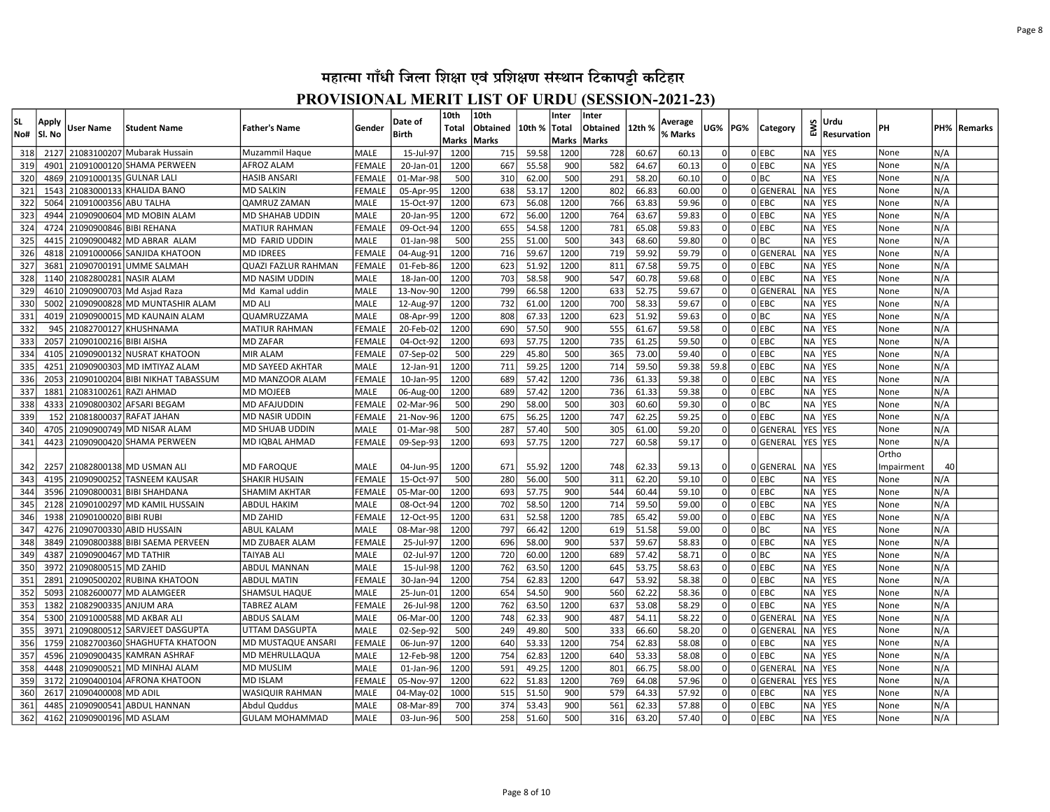# महात्मा गाँधी जिला शिक्षा एवं प्रशिक्षण संस्थान टिकापट्टी कटिहार

## PROVISIONAL MERIT LIST OF URDU (SESSION-2021-23)

| SL No# | Apply Sl. No | User Name | Student Name | Father's Name | Gender | Date of Birth | 10th Total Marks | 10th Obtained Marks | 10th % | Inter Total Marks | Inter Obtained Marks | 12th % | Average % Marks | UG% | PG% | Category | EWS | Urdu Resurvation | PH | PH% | Remarks |
|---|---|---|---|---|---|---|---|---|---|---|---|---|---|---|---|---|---|---|---|---|---|
| 318 | 2127 | 21083100207 | Mubarak Hussain | Muzammil Haque | MALE | 15-Jul-97 | 1200 | 715 | 59.58 | 1200 | 728 | 60.67 | 60.13 | 0 | 0 | EBC | NA | YES | None | N/A | |
| 319 | 4901 | 21091000120 | SHAMA PERWEEN | AFROZ ALAM | FEMALE | 20-Jan-01 | 1200 | 667 | 55.58 | 900 | 582 | 64.67 | 60.13 | 0 | 0 | EBC | NA | YES | None | N/A | |
| 320 | 4869 | 21091000135 | GULNAR LALI | HASIB ANSARI | FEMALE | 01-Mar-98 | 500 | 310 | 62.00 | 500 | 291 | 58.20 | 60.10 | 0 | 0 | BC | NA | YES | None | N/A | |
| 321 | 1543 | 21083000133 | KHALIDA BANO | MD SALKIN | FEMALE | 05-Apr-95 | 1200 | 638 | 53.17 | 1200 | 802 | 66.83 | 60.00 | 0 | 0 | GENERAL | NA | YES | None | N/A | |
| 322 | 5064 | 21091000356 | ABU TALHA | QAMRUZ ZAMAN | MALE | 15-Oct-97 | 1200 | 673 | 56.08 | 1200 | 766 | 63.83 | 59.96 | 0 | 0 | EBC | NA | YES | None | N/A | |
| 323 | 4944 | 21090900604 | MD MOBIN ALAM | MD SHAHAB UDDIN | MALE | 20-Jan-95 | 1200 | 672 | 56.00 | 1200 | 764 | 63.67 | 59.83 | 0 | 0 | EBC | NA | YES | None | N/A | |
| 324 | 4724 | 21090900846 | BIBI REHANA | MATIUR RAHMAN | FEMALE | 09-Oct-94 | 1200 | 655 | 54.58 | 1200 | 781 | 65.08 | 59.83 | 0 | 0 | EBC | NA | YES | None | N/A | |
| 325 | 4415 | 21090900482 | MD ABRAR ALAM | MD FARID UDDIN | MALE | 01-Jan-98 | 500 | 255 | 51.00 | 500 | 343 | 68.60 | 59.80 | 0 | 0 | BC | NA | YES | None | N/A | |
| 326 | 4818 | 21091000066 | SANJIDA KHATOON | MD IDREES | FEMALE | 04-Aug-91 | 1200 | 716 | 59.67 | 1200 | 719 | 59.92 | 59.79 | 0 | 0 | GENERAL | NA | YES | None | N/A | |
| 327 | 3681 | 21090700191 | UMME SALMAH | QUAZI FAZLUR RAHMAN | FEMALE | 01-Feb-86 | 1200 | 623 | 51.92 | 1200 | 811 | 67.58 | 59.75 | 0 | 0 | EBC | NA | YES | None | N/A | |
| 328 | 1140 | 21082800281 | NASIR ALAM | MD NASIM UDDIN | MALE | 18-Jan-00 | 1200 | 703 | 58.58 | 900 | 547 | 60.78 | 59.68 | 0 | 0 | EBC | NA | YES | None | N/A | |
| 329 | 4610 | 21090900703 | Md Asjad Raza | Md Kamal uddin | MALE | 13-Nov-90 | 1200 | 799 | 66.58 | 1200 | 633 | 52.75 | 59.67 | 0 | 0 | GENERAL | NA | YES | None | N/A | |
| 330 | 5002 | 21090900828 | MD MUNTASHIR ALAM | MD ALI | MALE | 12-Aug-97 | 1200 | 732 | 61.00 | 1200 | 700 | 58.33 | 59.67 | 0 | 0 | EBC | NA | YES | None | N/A | |
| 331 | 4019 | 21090900015 | MD KAUNAIN ALAM | QUAMRUZZAMA | MALE | 08-Apr-99 | 1200 | 808 | 67.33 | 1200 | 623 | 51.92 | 59.63 | 0 | 0 | BC | NA | YES | None | N/A | |
| 332 | 945 | 21082700127 | KHUSHNAMA | MATIUR RAHMAN | FEMALE | 20-Feb-02 | 1200 | 690 | 57.50 | 900 | 555 | 61.67 | 59.58 | 0 | 0 | EBC | NA | YES | None | N/A | |
| 333 | 2057 | 21090100216 | BIBI AISHA | MD ZAFAR | FEMALE | 04-Oct-92 | 1200 | 693 | 57.75 | 1200 | 735 | 61.25 | 59.50 | 0 | 0 | EBC | NA | YES | None | N/A | |
| 334 | 4105 | 21090900132 | NUSRAT KHATOON | MIR ALAM | FEMALE | 07-Sep-02 | 500 | 229 | 45.80 | 500 | 365 | 73.00 | 59.40 | 0 | 0 | EBC | NA | YES | None | N/A | |
| 335 | 4251 | 21090900303 | MD IMTIYAZ ALAM | MD SAYEED AKHTAR | MALE | 12-Jan-91 | 1200 | 711 | 59.25 | 1200 | 714 | 59.50 | 59.38 | 59.8 | 0 | EBC | NA | YES | None | N/A | |
| 336 | 2053 | 21090100204 | BIBI NIKHAT TABASSUM | MD MANZOOR ALAM | FEMALE | 10-Jan-95 | 1200 | 689 | 57.42 | 1200 | 736 | 61.33 | 59.38 | 0 | 0 | EBC | NA | YES | None | N/A | |
| 337 | 1881 | 21083100261 | RAZI AHMAD | MD MOJEEB | MALE | 06-Aug-00 | 1200 | 689 | 57.42 | 1200 | 736 | 61.33 | 59.38 | 0 | 0 | EBC | NA | YES | None | N/A | |
| 338 | 4333 | 21090800302 | AFSARI BEGAM | MD AFAJUDDIN | FEMALE | 02-Mar-96 | 500 | 290 | 58.00 | 500 | 303 | 60.60 | 59.30 | 0 | 0 | BC | NA | YES | None | N/A | |
| 339 | 152 | 21081800037 | RAFAT JAHAN | MD NASIR UDDIN | FEMALE | 21-Nov-96 | 1200 | 675 | 56.25 | 1200 | 747 | 62.25 | 59.25 | 0 | 0 | EBC | NA | YES | None | N/A | |
| 340 | 4705 | 21090900749 | MD NISAR ALAM | MD SHUAB UDDIN | MALE | 01-Mar-98 | 500 | 287 | 57.40 | 500 | 305 | 61.00 | 59.20 | 0 | 0 | GENERAL | YES | YES | None | N/A | |
| 341 | 4423 | 21090900420 | SHAMA PERWEEN | MD IQBAL AHMAD | FEMALE | 09-Sep-93 | 1200 | 693 | 57.75 | 1200 | 727 | 60.58 | 59.17 | 0 | 0 | GENERAL | YES | YES | None | N/A | |
| 342 | 2257 | 21082800138 | MD USMAN ALI | MD FAROQUE | MALE | 04-Jun-95 | 1200 | 671 | 55.92 | 1200 | 748 | 62.33 | 59.13 | 0 | 0 | GENERAL | NA | YES | Ortho Impairment | 40 | |
| 343 | 4195 | 21090900252 | TASNEEM KAUSAR | SHAKIR HUSAIN | FEMALE | 15-Oct-97 | 500 | 280 | 56.00 | 500 | 311 | 62.20 | 59.10 | 0 | 0 | EBC | NA | YES | None | N/A | |
| 344 | 3596 | 21090800031 | BIBI SHAHDANA | SHAMIM AKHTAR | FEMALE | 05-Mar-00 | 1200 | 693 | 57.75 | 900 | 544 | 60.44 | 59.10 | 0 | 0 | EBC | NA | YES | None | N/A | |
| 345 | 2128 | 21090100297 | MD KAMIL HUSSAIN | ABDUL HAKIM | MALE | 08-Oct-94 | 1200 | 702 | 58.50 | 1200 | 714 | 59.50 | 59.00 | 0 | 0 | EBC | NA | YES | None | N/A | |
| 346 | 1938 | 21090100020 | BIBI RUBI | MD ZAHID | FEMALE | 12-Oct-95 | 1200 | 631 | 52.58 | 1200 | 785 | 65.42 | 59.00 | 0 | 0 | EBC | NA | YES | None | N/A | |
| 347 | 4276 | 21090700330 | ABID HUSSAIN | ABUL KALAM | MALE | 08-Mar-98 | 1200 | 797 | 66.42 | 1200 | 619 | 51.58 | 59.00 | 0 | 0 | BC | NA | YES | None | N/A | |
| 348 | 3849 | 21090800388 | BIBI SAEMA PERVEEN | MD ZUBAER ALAM | FEMALE | 25-Jul-97 | 1200 | 696 | 58.00 | 900 | 537 | 59.67 | 58.83 | 0 | 0 | EBC | NA | YES | None | N/A | |
| 349 | 4387 | 21090900467 | MD TATHIR | TAIYAB ALI | MALE | 02-Jul-97 | 1200 | 720 | 60.00 | 1200 | 689 | 57.42 | 58.71 | 0 | 0 | BC | NA | YES | None | N/A | |
| 350 | 3972 | 21090800515 | MD ZAHID | ABDUL MANNAN | MALE | 15-Jul-98 | 1200 | 762 | 63.50 | 1200 | 645 | 53.75 | 58.63 | 0 | 0 | EBC | NA | YES | None | N/A | |
| 351 | 2891 | 21090500202 | RUBINA KHATOON | ABDUL MATIN | FEMALE | 30-Jan-94 | 1200 | 754 | 62.83 | 1200 | 647 | 53.92 | 58.38 | 0 | 0 | EBC | NA | YES | None | N/A | |
| 352 | 5093 | 21082600077 | MD ALAMGEER | SHAMSUL HAQUE | MALE | 25-Jun-01 | 1200 | 654 | 54.50 | 900 | 560 | 62.22 | 58.36 | 0 | 0 | EBC | NA | YES | None | N/A | |
| 353 | 1382 | 21082900335 | ANJUM ARA | TABREZ ALAM | FEMALE | 26-Jul-98 | 1200 | 762 | 63.50 | 1200 | 637 | 53.08 | 58.29 | 0 | 0 | EBC | NA | YES | None | N/A | |
| 354 | 5300 | 21091000588 | MD AKBAR ALI | ABDUS SALAM | MALE | 06-Mar-00 | 1200 | 748 | 62.33 | 900 | 487 | 54.11 | 58.22 | 0 | 0 | GENERAL | NA | YES | None | N/A | |
| 355 | 3971 | 21090800512 | SARVJEET DASGUPTA | UTTAM DASGUPTA | MALE | 02-Sep-92 | 500 | 249 | 49.80 | 500 | 333 | 66.60 | 58.20 | 0 | 0 | GENERAL | NA | YES | None | N/A | |
| 356 | 1759 | 21082700360 | SHAGHUFTA KHATOON | MD MUSTAQUE ANSARI | FEMALE | 06-Jun-97 | 1200 | 640 | 53.33 | 1200 | 754 | 62.83 | 58.08 | 0 | 0 | EBC | NA | YES | None | N/A | |
| 357 | 4596 | 21090900435 | KAMRAN ASHRAF | MD MEHRULLAQUA | MALE | 12-Feb-98 | 1200 | 754 | 62.83 | 1200 | 640 | 53.33 | 58.08 | 0 | 0 | EBC | NA | YES | None | N/A | |
| 358 | 4448 | 21090900521 | MD MINHAJ ALAM | MD MUSLIM | MALE | 01-Jan-96 | 1200 | 591 | 49.25 | 1200 | 801 | 66.75 | 58.00 | 0 | 0 | GENERAL | NA | YES | None | N/A | |
| 359 | 3172 | 21090400104 | AFRONA KHATOON | MD ISLAM | FEMALE | 05-Nov-97 | 1200 | 622 | 51.83 | 1200 | 769 | 64.08 | 57.96 | 0 | 0 | GENERAL | YES | YES | None | N/A | |
| 360 | 2617 | 21090400008 | MD ADIL | WASIQUIR RAHMAN | MALE | 04-May-02 | 1000 | 515 | 51.50 | 900 | 579 | 64.33 | 57.92 | 0 | 0 | EBC | NA | YES | None | N/A | |
| 361 | 4485 | 21090900541 | ABDUL HANNAN | Abdul Quddus | MALE | 08-Mar-89 | 700 | 374 | 53.43 | 900 | 561 | 62.33 | 57.88 | 0 | 0 | EBC | NA | YES | None | N/A | |
| 362 | 4162 | 21090900196 | MD ASLAM | GULAM MOHAMMAD | MALE | 03-Jun-96 | 500 | 258 | 51.60 | 500 | 316 | 63.20 | 57.40 | 0 | 0 | EBC | NA | YES | None | N/A | |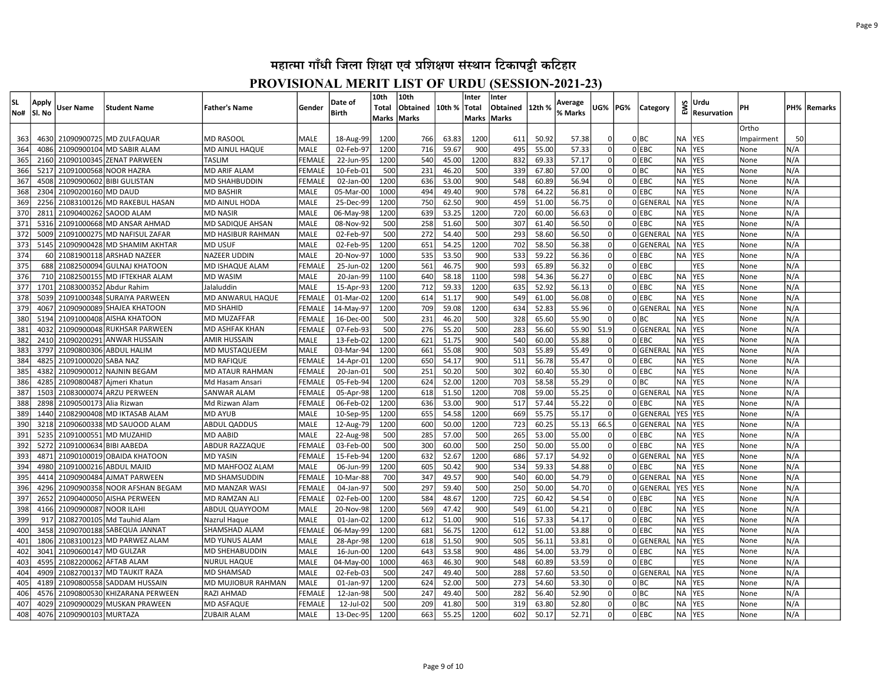# महात्मा गाँधी जिला शिक्षा एवं प्रशिक्षण संस्थान टिकापट्टी कटिहार

## PROVISIONAL MERIT LIST OF URDU (SESSION-2021-23)

| SL No# | Apply Sl. No | User Name | Student Name | Father's Name | Gender | Date of Birth | 10th Total Marks | 10th Obtained Marks | 10th % | Inter Total Marks | Inter Obtained Marks | 12th % | Average % Marks | UG% | PG% | Category | EWS | Urdu Resurvation | PH | PH% | Remarks |
|---|---|---|---|---|---|---|---|---|---|---|---|---|---|---|---|---|---|---|---|---|---|
| 363 | 4630 | 21090900725 | MD ZULFAQUAR | MD RASOOL | MALE | 18-Aug-99 | 1200 | 766 | 63.83 | 1200 | 611 | 50.92 | 57.38 | 0 | 0 | BC | NA | YES | Ortho Impairment | 50 | |
| 364 | 4086 | 21090900104 | MD SABIR ALAM | MD AINUL HAQUE | MALE | 02-Feb-97 | 1200 | 716 | 59.67 | 900 | 495 | 55.00 | 57.33 | 0 | 0 | EBC | NA | YES | None | N/A | |
| 365 | 2160 | 21090100345 | ZENAT PARWEEN | TASLIM | FEMALE | 22-Jun-95 | 1200 | 540 | 45.00 | 1200 | 832 | 69.33 | 57.17 | 0 | 0 | EBC | NA | YES | None | N/A | |
| 366 | 5217 | 21091000568 | NOOR HAZRA | MD ARIF ALAM | FEMALE | 10-Feb-01 | 500 | 231 | 46.20 | 500 | 339 | 67.80 | 57.00 | 0 | 0 | BC | NA | YES | None | N/A | |
| 367 | 4508 | 21090900602 | BIBI GULISTAN | MD SHAHBUDDIN | FEMALE | 02-Jan-00 | 1200 | 636 | 53.00 | 900 | 548 | 60.89 | 56.94 | 0 | 0 | EBC | NA | YES | None | N/A | |
| 368 | 2304 | 21090200160 | MD DAUD | MD BASHIR | MALE | 05-Mar-00 | 1000 | 494 | 49.40 | 900 | 578 | 64.22 | 56.81 | 0 | 0 | EBC | NA | YES | None | N/A | |
| 369 | 2256 | 21083100126 | MD RAKEBUL HASAN | MD AINUL HODA | MALE | 25-Dec-99 | 1200 | 750 | 62.50 | 900 | 459 | 51.00 | 56.75 | 0 | 0 | GENERAL | NA | YES | None | N/A | |
| 370 | 2811 | 21090400262 | SAOOD ALAM | MD NASIR | MALE | 06-May-98 | 1200 | 639 | 53.25 | 1200 | 720 | 60.00 | 56.63 | 0 | 0 | EBC | NA | YES | None | N/A | |
| 371 | 5316 | 21091000668 | MD ANSAR AHMAD | MD SADIQUE AHSAN | MALE | 08-Nov-92 | 500 | 258 | 51.60 | 500 | 307 | 61.40 | 56.50 | 0 | 0 | EBC | NA | YES | None | N/A | |
| 372 | 5009 | 21091000275 | MD NAFISUL ZAFAR | MD HASIBUR RAHMAN | MALE | 02-Feb-97 | 500 | 272 | 54.40 | 500 | 293 | 58.60 | 56.50 | 0 | 0 | GENERAL | NA | YES | None | N/A | |
| 373 | 5145 | 21090900428 | MD SHAMIM AKHTAR | MD USUF | MALE | 02-Feb-95 | 1200 | 651 | 54.25 | 1200 | 702 | 58.50 | 56.38 | 0 | 0 | GENERAL | NA | YES | None | N/A | |
| 374 | 60 | 21081900118 | ARSHAD NAZEER | NAZEER UDDIN | MALE | 20-Nov-97 | 1000 | 535 | 53.50 | 900 | 533 | 59.22 | 56.36 | 0 | 0 | EBC | NA | YES | None | N/A | |
| 375 | 688 | 21082500094 | GULNAJ KHATOON | MD ISHAQUE ALAM | FEMALE | 25-Jun-02 | 1200 | 561 | 46.75 | 900 | 593 | 65.89 | 56.32 | 0 | 0 | EBC | | YES | None | N/A | |
| 376 | 710 | 21082500155 | MD IFTEKHAR ALAM | MD WASIM | MALE | 20-Jan-99 | 1100 | 640 | 58.18 | 1100 | 598 | 54.36 | 56.27 | 0 | 0 | EBC | NA | YES | None | N/A | |
| 377 | 1701 | 21083000352 | Abdur Rahim | Jalaluddin | MALE | 15-Apr-93 | 1200 | 712 | 59.33 | 1200 | 635 | 52.92 | 56.13 | 0 | 0 | EBC | NA | YES | None | N/A | |
| 378 | 5039 | 21091000348 | SURAIYA PARWEEN | MD ANWARUL HAQUE | FEMALE | 01-Mar-02 | 1200 | 614 | 51.17 | 900 | 549 | 61.00 | 56.08 | 0 | 0 | EBC | NA | YES | None | N/A | |
| 379 | 4067 | 21090900089 | SHAJEA KHATOON | MD SHAHID | FEMALE | 14-May-97 | 1200 | 709 | 59.08 | 1200 | 634 | 52.83 | 55.96 | 0 | 0 | GENERAL | NA | YES | None | N/A | |
| 380 | 5194 | 21091000408 | AISHA KHATOON | MD MUZAFFAR | FEMALE | 16-Dec-00 | 500 | 231 | 46.20 | 500 | 328 | 65.60 | 55.90 | 0 | 0 | BC | NA | YES | None | N/A | |
| 381 | 4032 | 21090900048 | RUKHSAR PARWEEN | MD ASHFAK KHAN | FEMALE | 07-Feb-93 | 500 | 276 | 55.20 | 500 | 283 | 56.60 | 55.90 | 51.9 | 0 | GENERAL | NA | YES | None | N/A | |
| 382 | 2410 | 21090200291 | ANWAR HUSSAIN | AMIR HUSSAIN | MALE | 13-Feb-02 | 1200 | 621 | 51.75 | 900 | 540 | 60.00 | 55.88 | 0 | 0 | EBC | NA | YES | None | N/A | |
| 383 | 3797 | 21090800306 | ABDUL HALIM | MD MUSTAQUEEM | MALE | 03-Mar-94 | 1200 | 661 | 55.08 | 900 | 503 | 55.89 | 55.49 | 0 | 0 | GENERAL | NA | YES | None | N/A | |
| 384 | 4825 | 21091000020 | SABA NAZ | MD RAFIQUE | FEMALE | 14-Apr-01 | 1200 | 650 | 54.17 | 900 | 511 | 56.78 | 55.47 | 0 | 0 | EBC | NA | YES | None | N/A | |
| 385 | 4382 | 21090900012 | NAJNIN BEGAM | MD ATAUR RAHMAN | FEMALE | 20-Jan-01 | 500 | 251 | 50.20 | 500 | 302 | 60.40 | 55.30 | 0 | 0 | EBC | NA | YES | None | N/A | |
| 386 | 4285 | 21090800487 | Ajmeri Khatun | Md Hasam Ansari | FEMALE | 05-Feb-94 | 1200 | 624 | 52.00 | 1200 | 703 | 58.58 | 55.29 | 0 | 0 | BC | NA | YES | None | N/A | |
| 387 | 1503 | 21083000074 | ARZU PERWEEN | SANWAR ALAM | FEMALE | 05-Apr-98 | 1200 | 618 | 51.50 | 1200 | 708 | 59.00 | 55.25 | 0 | 0 | GENERAL | NA | YES | None | N/A | |
| 388 | 2898 | 21090500173 | Alia Rizwan | Md Rizwan Alam | FEMALE | 06-Feb-02 | 1200 | 636 | 53.00 | 900 | 517 | 57.44 | 55.22 | 0 | 0 | EBC | NA | YES | None | N/A | |
| 389 | 1440 | 21082900408 | MD IKTASAB ALAM | MD AYUB | MALE | 10-Sep-95 | 1200 | 655 | 54.58 | 1200 | 669 | 55.75 | 55.17 | 0 | 0 | GENERAL | YES | YES | None | N/A | |
| 390 | 3218 | 21090600338 | MD SAUOOD ALAM | ABDUL QADDUS | MALE | 12-Aug-79 | 1200 | 600 | 50.00 | 1200 | 723 | 60.25 | 55.13 | 66.5 | 0 | GENERAL | NA | YES | None | N/A | |
| 391 | 5235 | 21091000551 | MD MUZAHID | MD AABID | MALE | 22-Aug-98 | 500 | 285 | 57.00 | 500 | 265 | 53.00 | 55.00 | 0 | 0 | EBC | NA | YES | None | N/A | |
| 392 | 5272 | 21091000634 | BIBI AABEDA | ABDUR RAZZAQUE | FEMALE | 03-Feb-00 | 500 | 300 | 60.00 | 500 | 250 | 50.00 | 55.00 | 0 | 0 | EBC | NA | YES | None | N/A | |
| 393 | 4871 | 21090100019 | OBAIDA KHATOON | MD YASIN | FEMALE | 15-Feb-94 | 1200 | 632 | 52.67 | 1200 | 686 | 57.17 | 54.92 | 0 | 0 | GENERAL | NA | YES | None | N/A | |
| 394 | 4980 | 21090100216 | ABDUL MAJID | MD MAHFOOZ ALAM | MALE | 06-Jun-99 | 1200 | 605 | 50.42 | 900 | 534 | 59.33 | 54.88 | 0 | 0 | EBC | NA | YES | None | N/A | |
| 395 | 4414 | 21090900484 | AJMAT PARWEEN | MD SHAMSUDDIN | FEMALE | 10-Mar-88 | 700 | 347 | 49.57 | 900 | 540 | 60.00 | 54.79 | 0 | 0 | GENERAL | NA | YES | None | N/A | |
| 396 | 4296 | 21090900358 | NOOR AFSHAN BEGAM | MD MANZAR WASI | FEMALE | 04-Jan-97 | 500 | 297 | 59.40 | 500 | 250 | 50.00 | 54.70 | 0 | 0 | GENERAL | YES | YES | None | N/A | |
| 397 | 2652 | 21090400050 | AISHA PERWEEN | MD RAMZAN ALI | FEMALE | 02-Feb-00 | 1200 | 584 | 48.67 | 1200 | 725 | 60.42 | 54.54 | 0 | 0 | EBC | NA | YES | None | N/A | |
| 398 | 4166 | 21090900087 | NOOR ILAHI | ABDUL QUAYYOOM | MALE | 20-Nov-98 | 1200 | 569 | 47.42 | 900 | 549 | 61.00 | 54.21 | 0 | 0 | EBC | NA | YES | None | N/A | |
| 399 | 917 | 21082700105 | Md Tauhid Alam | Nazrul Haque | MALE | 01-Jan-02 | 1200 | 612 | 51.00 | 900 | 516 | 57.33 | 54.17 | 0 | 0 | EBC | NA | YES | None | N/A | |
| 400 | 3458 | 21090700188 | SABEQUA JANNAT | SHAMSHAD ALAM | FEMALE | 06-May-99 | 1200 | 681 | 56.75 | 1200 | 612 | 51.00 | 53.88 | 0 | 0 | EBC | NA | YES | None | N/A | |
| 401 | 1806 | 21083100123 | MD PARWEZ ALAM | MD YUNUS ALAM | MALE | 28-Apr-98 | 1200 | 618 | 51.50 | 900 | 505 | 56.11 | 53.81 | 0 | 0 | GENERAL | NA | YES | None | N/A | |
| 402 | 3041 | 21090600147 | MD GULZAR | MD SHEHABUDDIN | MALE | 16-Jun-00 | 1200 | 643 | 53.58 | 900 | 486 | 54.00 | 53.79 | 0 | 0 | EBC | NA | YES | None | N/A | |
| 403 | 4595 | 21082200062 | AFTAB ALAM | NURUL HAQUE | MALE | 04-May-00 | 1000 | 463 | 46.30 | 900 | 548 | 60.89 | 53.59 | 0 | 0 | EBC | | YES | None | N/A | |
| 404 | 4909 | 21082700137 | MD TAUKIT RAZA | MD SHAMSAD | MALE | 02-Feb-03 | 500 | 247 | 49.40 | 500 | 288 | 57.60 | 53.50 | 0 | 0 | GENERAL | NA | YES | None | N/A | |
| 405 | 4189 | 21090800558 | SADDAM HUSSAIN | MD MUJIOBUR RAHMAN | MALE | 01-Jan-97 | 1200 | 624 | 52.00 | 500 | 273 | 54.60 | 53.30 | 0 | 0 | BC | NA | YES | None | N/A | |
| 406 | 4576 | 21090800530 | KHIZARANA PERWEEN | RAZI AHMAD | FEMALE | 12-Jan-98 | 500 | 247 | 49.40 | 500 | 282 | 56.40 | 52.90 | 0 | 0 | BC | NA | YES | None | N/A | |
| 407 | 4029 | 21090900029 | MUSKAN PRAWEEN | MD ASFAQUE | FEMALE | 12-Jul-02 | 500 | 209 | 41.80 | 500 | 319 | 63.80 | 52.80 | 0 | 0 | BC | NA | YES | None | N/A | |
| 408 | 4076 | 21090900103 | MURTAZA | ZUBAIR ALAM | MALE | 13-Dec-95 | 1200 | 663 | 55.25 | 1200 | 602 | 50.17 | 52.71 | 0 | 0 | EBC | NA | YES | None | N/A | |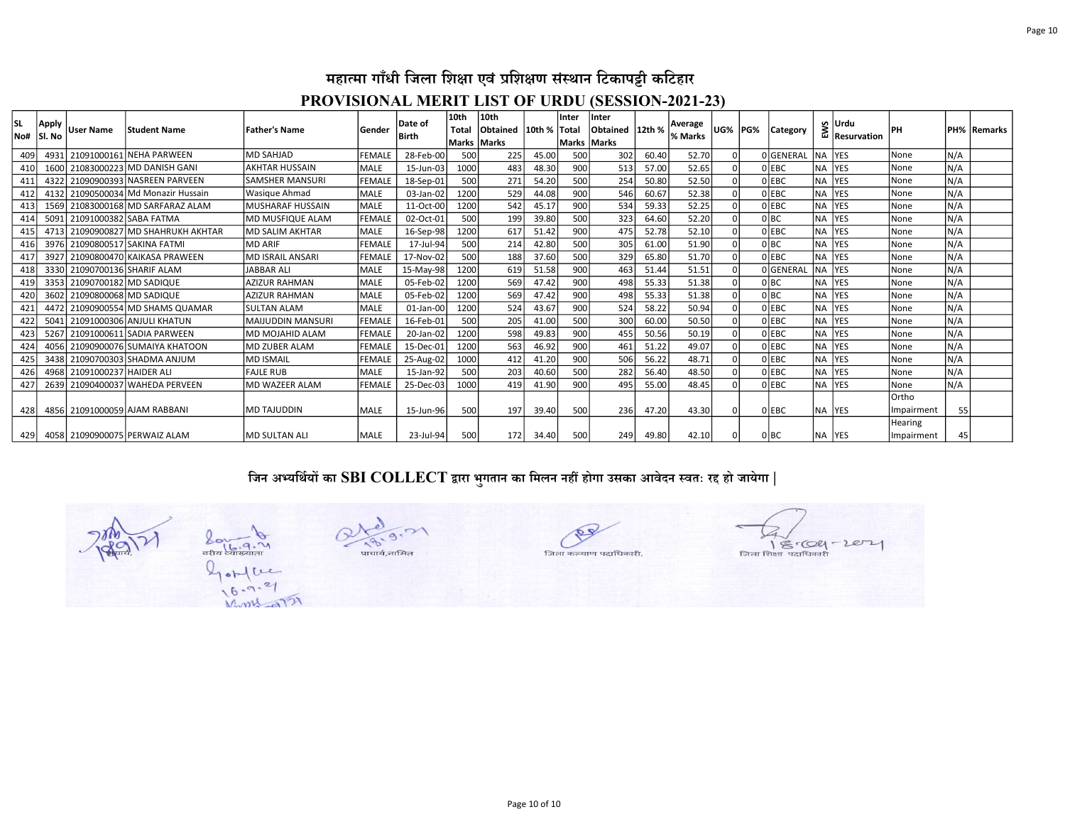# महात्मा गाँधी जिला शिक्षा एवं प्रशिक्षण संस्थान टिकापट्टी कटिहार

## PROVISIONAL MERIT LIST OF URDU (SESSION-2021-23)

| SL No# | Apply Sl. No | User Name | Student Name | Father's Name | Gender | Date of Birth | 10th Total Marks | 10th Obtained Marks | 10th % | Inter Total Marks | Inter Obtained Marks | 12th % | Average % Marks | UG% | PG% | Category | EWS | Urdu Resurvation | PH | PH% | Remarks |
|---|---|---|---|---|---|---|---|---|---|---|---|---|---|---|---|---|---|---|---|---|---|
| 409 | 4931 | 21091000161 | NEHA PARWEEN | MD SAHJAD | FEMALE | 28-Feb-00 | 500 | 225 | 45.00 | 500 | 302 | 60.40 | 52.70 | 0 | 0 | GENERAL | NA | YES | None | N/A | |
| 410 | 1600 | 21083000223 | MD DANISH GANI | AKHTAR HUSSAIN | MALE | 15-Jun-03 | 1000 | 483 | 48.30 | 900 | 513 | 57.00 | 52.65 | 0 | 0 | EBC | NA | YES | None | N/A | |
| 411 | 4322 | 21090900393 | NASREEN PARVEEN | SAMSHER MANSURI | FEMALE | 18-Sep-01 | 500 | 271 | 54.20 | 500 | 254 | 50.80 | 52.50 | 0 | 0 | EBC | NA | YES | None | N/A | |
| 412 | 4132 | 21090500034 | Md Monazir Hussain | Wasique Ahmad | MALE | 03-Jan-02 | 1200 | 529 | 44.08 | 900 | 546 | 60.67 | 52.38 | 0 | 0 | EBC | NA | YES | None | N/A | |
| 413 | 1569 | 21083000168 | MD SARFARAZ ALAM | MUSHARAF HUSSAIN | MALE | 11-Oct-00 | 1200 | 542 | 45.17 | 900 | 534 | 59.33 | 52.25 | 0 | 0 | EBC | NA | YES | None | N/A | |
| 414 | 5091 | 21091000382 | SABA FATMA | MD MUSFIQUE ALAM | FEMALE | 02-Oct-01 | 500 | 199 | 39.80 | 500 | 323 | 64.60 | 52.20 | 0 | 0 | BC | NA | YES | None | N/A | |
| 415 | 4713 | 21090900827 | MD SHAHRUKH AKHTAR | MD SALIM AKHTAR | MALE | 16-Sep-98 | 1200 | 617 | 51.42 | 900 | 475 | 52.78 | 52.10 | 0 | 0 | EBC | NA | YES | None | N/A | |
| 416 | 3976 | 21090800517 | SAKINA FATMI | MD ARIF | FEMALE | 17-Jul-94 | 500 | 214 | 42.80 | 500 | 305 | 61.00 | 51.90 | 0 | 0 | BC | NA | YES | None | N/A | |
| 417 | 3927 | 21090800470 | KAIKASA PRAWEEN | MD ISRAIL ANSARI | FEMALE | 17-Nov-02 | 500 | 188 | 37.60 | 500 | 329 | 65.80 | 51.70 | 0 | 0 | EBC | NA | YES | None | N/A | |
| 418 | 3330 | 21090700136 | SHARIF ALAM | JABBAR ALI | MALE | 15-May-98 | 1200 | 619 | 51.58 | 900 | 463 | 51.44 | 51.51 | 0 | 0 | GENERAL | NA | YES | None | N/A | |
| 419 | 3353 | 21090700182 | MD SADIQUE | AZIZUR RAHMAN | MALE | 05-Feb-02 | 1200 | 569 | 47.42 | 900 | 498 | 55.33 | 51.38 | 0 | 0 | BC | NA | YES | None | N/A | |
| 420 | 3602 | 21090800068 | MD SADIQUE | AZIZUR RAHMAN | MALE | 05-Feb-02 | 1200 | 569 | 47.42 | 900 | 498 | 55.33 | 51.38 | 0 | 0 | BC | NA | YES | None | N/A | |
| 421 | 4472 | 21090900554 | MD SHAMS QUAMAR | SULTAN ALAM | MALE | 01-Jan-00 | 1200 | 524 | 43.67 | 900 | 524 | 58.22 | 50.94 | 0 | 0 | EBC | NA | YES | None | N/A | |
| 422 | 5041 | 21091000306 | ANJULI KHATUN | MAIJUDDIN MANSURI | FEMALE | 16-Feb-01 | 500 | 205 | 41.00 | 500 | 300 | 60.00 | 50.50 | 0 | 0 | EBC | NA | YES | None | N/A | |
| 423 | 5267 | 21091000611 | SADIA PARWEEN | MD MOJAHID ALAM | FEMALE | 20-Jan-02 | 1200 | 598 | 49.83 | 900 | 455 | 50.56 | 50.19 | 0 | 0 | EBC | NA | YES | None | N/A | |
| 424 | 4056 | 21090900076 | SUMAIYA KHATOON | MD ZUBER ALAM | FEMALE | 15-Dec-01 | 1200 | 563 | 46.92 | 900 | 461 | 51.22 | 49.07 | 0 | 0 | EBC | NA | YES | None | N/A | |
| 425 | 3438 | 21090700303 | SHADMA ANJUM | MD ISMAIL | FEMALE | 25-Aug-02 | 1000 | 412 | 41.20 | 900 | 506 | 56.22 | 48.71 | 0 | 0 | EBC | NA | YES | None | N/A | |
| 426 | 4968 | 21091000237 | HAIDER ALI | FAJLE RUB | MALE | 15-Jan-92 | 500 | 203 | 40.60 | 500 | 282 | 56.40 | 48.50 | 0 | 0 | EBC | NA | YES | None | N/A | |
| 427 | 2639 | 21090400037 | WAHEDA PERVEEN | MD WAZEER ALAM | FEMALE | 25-Dec-03 | 1000 | 419 | 41.90 | 900 | 495 | 55.00 | 48.45 | 0 | 0 | EBC | NA | YES | None | N/A | |
| 428 | 4856 | 21091000059 | AJAM RABBANI | MD TAJUDDIN | MALE | 15-Jun-96 | 500 | 197 | 39.40 | 500 | 236 | 47.20 | 43.30 | 0 | 0 | EBC | NA | YES | Ortho Impairment | 55 | |
| 429 | 4058 | 21090900075 | PERWAIZ ALAM | MD SULTAN ALI | MALE | 23-Jul-94 | 500 | 172 | 34.40 | 500 | 249 | 49.80 | 42.10 | 0 | 0 | BC | NA | YES | Hearing Impairment | 45 | |

जिन अभ्यर्थियों का SBI COLLECT द्वारा भुगतान का मिलन नहीं होगा उसका आवेदन स्वतः रद्द हो जायेगा |

वरीय व्याख्याता | प्राचार्य,नामित | जिला कल्याण पदाधिकारी | जिला शिक्षा पदाधिकारी